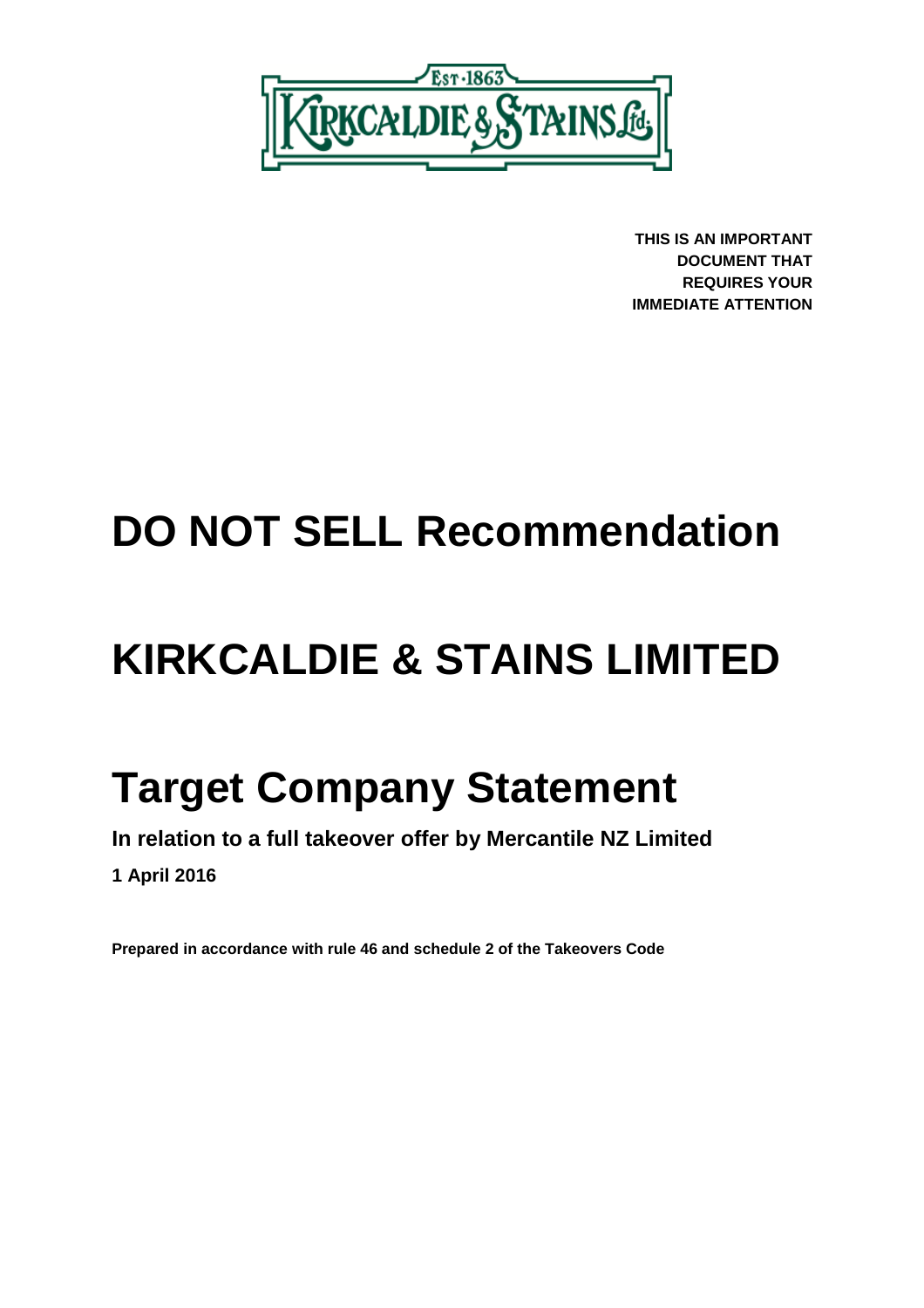**THIS IS AN IMPORTANT DOCUMENT THAT REQUIRES YOUR IMMEDIATE ATTENTION**

# DO NOT SELL Recommendation

# KIRKCALDIE & STAINS LIMITED

# Target Company Statement

**In relation to a full takeover offer by Mercantile NZ Limited**

**1 April 2016**

**Prepared in accordance with rule 46 and schedule 2 of the Takeovers Code**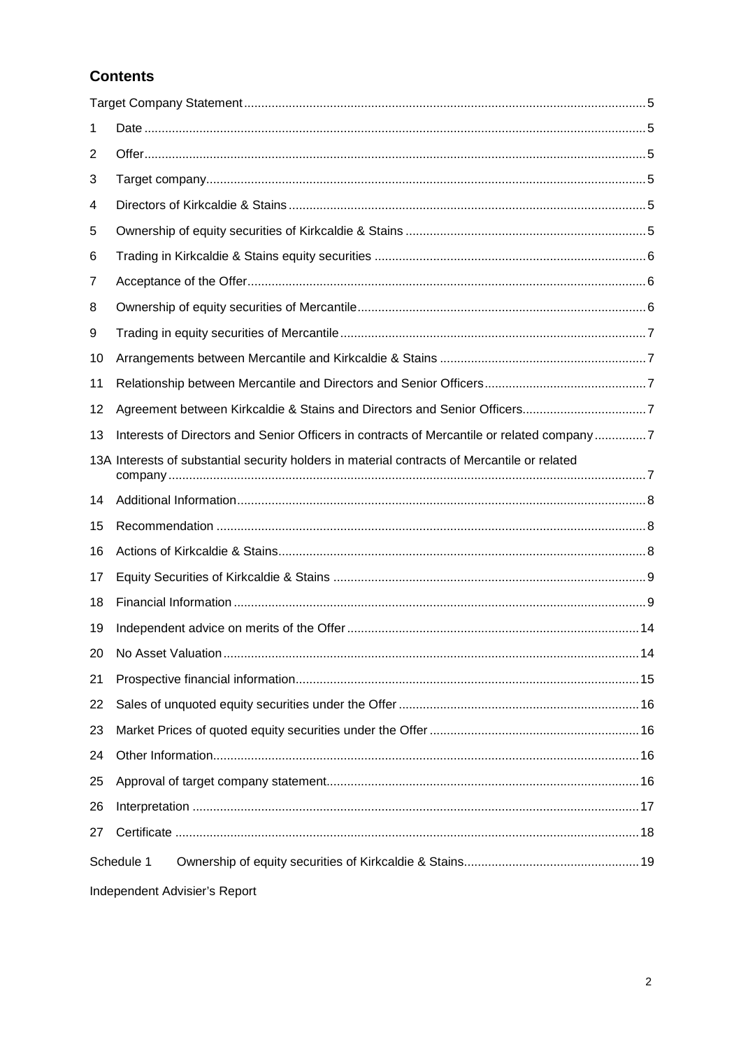## Contents

| | | |
|---|---|---|
| Target Company Statement | | 5 |
| 1 | Date | 5 |
| 2 | Offer | 5 |
| 3 | Target company | 5 |
| 4 | Directors of Kirkcaldie & Stains | 5 |
| 5 | Ownership of equity securities of Kirkcaldie & Stains | 5 |
| 6 | Trading in Kirkcaldie & Stains equity securities | 6 |
| 7 | Acceptance of the Offer | 6 |
| 8 | Ownership of equity securities of Mercantile | 6 |
| 9 | Trading in equity securities of Mercantile | 7 |
| 10 | Arrangements between Mercantile and Kirkcaldie & Stains | 7 |
| 11 | Relationship between Mercantile and Directors and Senior Officers | 7 |
| 12 | Agreement between Kirkcaldie & Stains and Directors and Senior Officers | 7 |
| 13 | Interests of Directors and Senior Officers in contracts of Mercantile or related company | 7 |
| 13A | Interests of substantial security holders in material contracts of Mercantile or related company | 7 |
| 14 | Additional Information | 8 |
| 15 | Recommendation | 8 |
| 16 | Actions of Kirkcaldie & Stains | 8 |
| 17 | Equity Securities of Kirkcaldie & Stains | 9 |
| 18 | Financial Information | 9 |
| 19 | Independent advice on merits of the Offer | 14 |
| 20 | No Asset Valuation | 14 |
| 21 | Prospective financial information | 15 |
| 22 | Sales of unquoted equity securities under the Offer | 16 |
| 23 | Market Prices of quoted equity securities under the Offer | 16 |
| 24 | Other Information | 16 |
| 25 | Approval of target company statement | 16 |
| 26 | Interpretation | 17 |
| 27 | Certificate | 18 |
| Schedule 1 | Ownership of equity securities of Kirkcaldie & Stains | 19 |
| Independent Advisier's Report | | |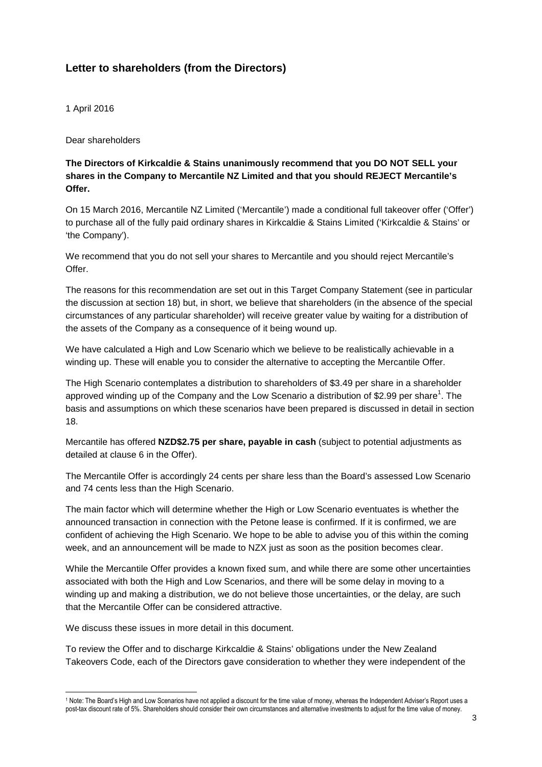## Letter to shareholders (from the Directors)

1 April 2016

Dear shareholders

**The Directors of Kirkcaldie & Stains unanimously recommend that you DO NOT SELL your shares in the Company to Mercantile NZ Limited and that you should REJECT Mercantile's Offer.**

On 15 March 2016, Mercantile NZ Limited ('Mercantile') made a conditional full takeover offer ('Offer') to purchase all of the fully paid ordinary shares in Kirkcaldie & Stains Limited ('Kirkcaldie & Stains' or 'the Company').

We recommend that you do not sell your shares to Mercantile and you should reject Mercantile's Offer.

The reasons for this recommendation are set out in this Target Company Statement (see in particular the discussion at section 18) but, in short, we believe that shareholders (in the absence of the special circumstances of any particular shareholder) will receive greater value by waiting for a distribution of the assets of the Company as a consequence of it being wound up.

We have calculated a High and Low Scenario which we believe to be realistically achievable in a winding up. These will enable you to consider the alternative to accepting the Mercantile Offer.

The High Scenario contemplates a distribution to shareholders of \$3.49 per share in a shareholder approved winding up of the Company and the Low Scenario a distribution of \$2.99 per share[1]. The basis and assumptions on which these scenarios have been prepared is discussed in detail in section 18.

Mercantile has offered **NZD\$2.75 per share, payable in cash** (subject to potential adjustments as detailed at clause 6 in the Offer).

The Mercantile Offer is accordingly 24 cents per share less than the Board's assessed Low Scenario and 74 cents less than the High Scenario.

The main factor which will determine whether the High or Low Scenario eventuates is whether the announced transaction in connection with the Petone lease is confirmed. If it is confirmed, we are confident of achieving the High Scenario. We hope to be able to advise you of this within the coming week, and an announcement will be made to NZX just as soon as the position becomes clear.

While the Mercantile Offer provides a known fixed sum, and while there are some other uncertainties associated with both the High and Low Scenarios, and there will be some delay in moving to a winding up and making a distribution, we do not believe those uncertainties, or the delay, are such that the Mercantile Offer can be considered attractive.

We discuss these issues in more detail in this document.

To review the Offer and to discharge Kirkcaldie & Stains' obligations under the New Zealand Takeovers Code, each of the Directors gave consideration to whether they were independent of the

[1] Note: The Board's High and Low Scenarios have not applied a discount for the time value of money, whereas the Independent Adviser's Report uses a post-tax discount rate of 5%. Shareholders should consider their own circumstances and alternative investments to adjust for the time value of money.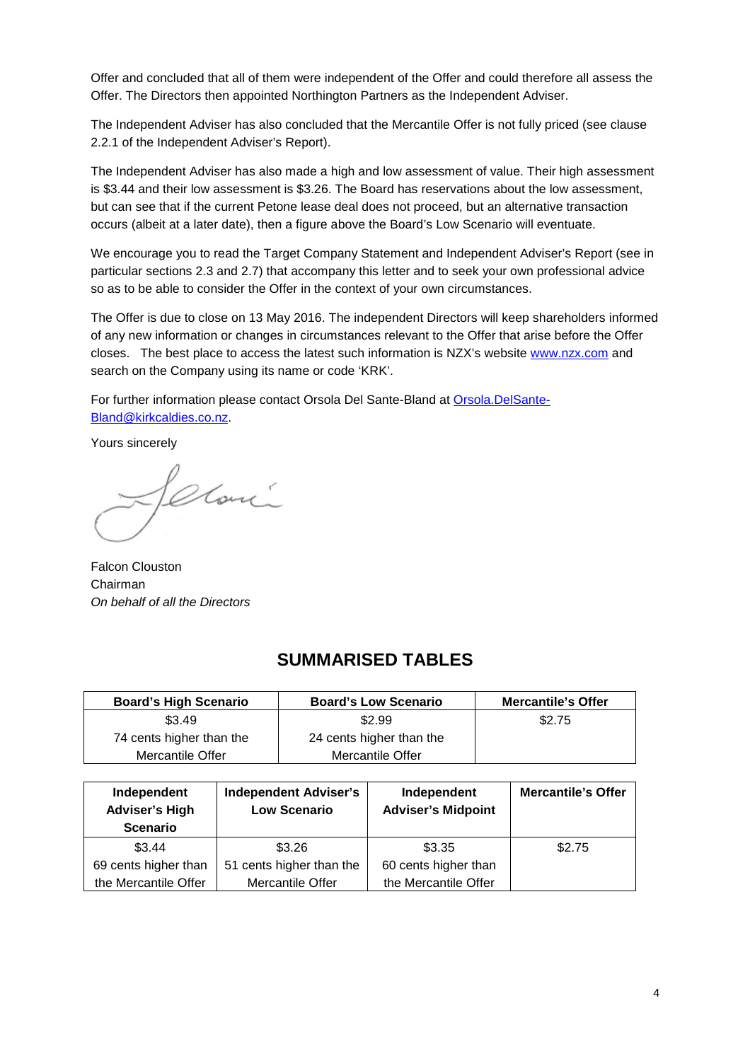Offer and concluded that all of them were independent of the Offer and could therefore all assess the Offer. The Directors then appointed Northington Partners as the Independent Adviser.

The Independent Adviser has also concluded that the Mercantile Offer is not fully priced (see clause 2.2.1 of the Independent Adviser's Report).

The Independent Adviser has also made a high and low assessment of value. Their high assessment is $3.44 and their low assessment is $3.26. The Board has reservations about the low assessment, but can see that if the current Petone lease deal does not proceed, but an alternative transaction occurs (albeit at a later date), then a figure above the Board's Low Scenario will eventuate.

We encourage you to read the Target Company Statement and Independent Adviser's Report (see in particular sections 2.3 and 2.7) that accompany this letter and to seek your own professional advice so as to be able to consider the Offer in the context of your own circumstances.

The Offer is due to close on 13 May 2016. The independent Directors will keep shareholders informed of any new information or changes in circumstances relevant to the Offer that arise before the Offer closes. The best place to access the latest such information is NZX's website www.nzx.com and search on the Company using its name or code 'KRK'.

For further information please contact Orsola Del Sante-Bland at Orsola.DelSante-Bland@kirkcaldies.co.nz.

Yours sincerely

Falcon Clouston
Chairman
*On behalf of all the Directors*

## SUMMARISED TABLES

| Board's High Scenario | Board's Low Scenario | Mercantile's Offer |
|---|---|---|
| $3.49<br>74 cents higher than the Mercantile Offer | $2.99<br>24 cents higher than the Mercantile Offer | $2.75 |

| Independent Adviser's High Scenario | Independent Adviser's Low Scenario | Independent Adviser's Midpoint | Mercantile's Offer |
|---|---|---|---|
| $3.44<br>69 cents higher than the Mercantile Offer | $3.26<br>51 cents higher than the Mercantile Offer | $3.35<br>60 cents higher than the Mercantile Offer | $2.75 |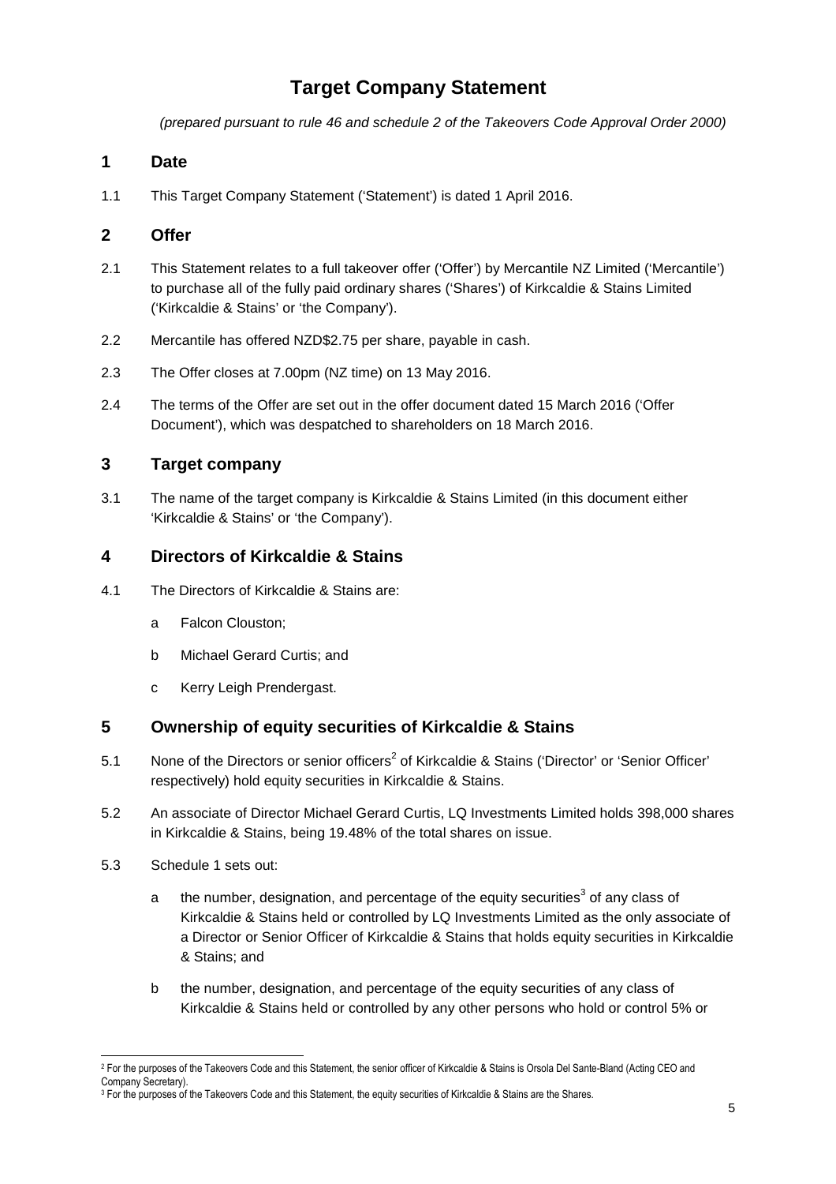# Target Company Statement

*(prepared pursuant to rule 46 and schedule 2 of the Takeovers Code Approval Order 2000)*

## 1 Date

1.1 This Target Company Statement ('Statement') is dated 1 April 2016.

## 2 Offer

2.1 This Statement relates to a full takeover offer ('Offer') by Mercantile NZ Limited ('Mercantile') to purchase all of the fully paid ordinary shares ('Shares') of Kirkcaldie & Stains Limited ('Kirkcaldie & Stains' or 'the Company').

2.2 Mercantile has offered NZD$2.75 per share, payable in cash.

2.3 The Offer closes at 7.00pm (NZ time) on 13 May 2016.

2.4 The terms of the Offer are set out in the offer document dated 15 March 2016 ('Offer Document'), which was despatched to shareholders on 18 March 2016.

## 3 Target company

3.1 The name of the target company is Kirkcaldie & Stains Limited (in this document either 'Kirkcaldie & Stains' or 'the Company').

## 4 Directors of Kirkcaldie & Stains

4.1 The Directors of Kirkcaldie & Stains are:

a Falcon Clouston;

b Michael Gerard Curtis; and

c Kerry Leigh Prendergast.

## 5 Ownership of equity securities of Kirkcaldie & Stains

5.1 None of the Directors or senior officers[2] of Kirkcaldie & Stains ('Director' or 'Senior Officer' respectively) hold equity securities in Kirkcaldie & Stains.

5.2 An associate of Director Michael Gerard Curtis, LQ Investments Limited holds 398,000 shares in Kirkcaldie & Stains, being 19.48% of the total shares on issue.

5.3 Schedule 1 sets out:

a the number, designation, and percentage of the equity securities[3] of any class of Kirkcaldie & Stains held or controlled by LQ Investments Limited as the only associate of a Director or Senior Officer of Kirkcaldie & Stains that holds equity securities in Kirkcaldie & Stains; and

b the number, designation, and percentage of the equity securities of any class of Kirkcaldie & Stains held or controlled by any other persons who hold or control 5% or

---

[2] For the purposes of the Takeovers Code and this Statement, the senior officer of Kirkcaldie & Stains is Orsola Del Sante-Bland (Acting CEO and Company Secretary).

[3] For the purposes of the Takeovers Code and this Statement, the equity securities of Kirkcaldie & Stains are the Shares.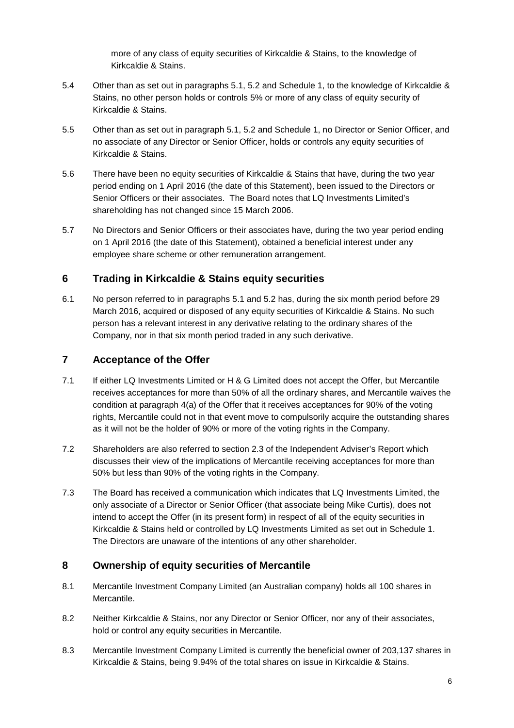more of any class of equity securities of Kirkcaldie & Stains, to the knowledge of Kirkcaldie & Stains.

5.4 Other than as set out in paragraphs 5.1, 5.2 and Schedule 1, to the knowledge of Kirkcaldie & Stains, no other person holds or controls 5% or more of any class of equity security of Kirkcaldie & Stains.

5.5 Other than as set out in paragraph 5.1, 5.2 and Schedule 1, no Director or Senior Officer, and no associate of any Director or Senior Officer, holds or controls any equity securities of Kirkcaldie & Stains.

5.6 There have been no equity securities of Kirkcaldie & Stains that have, during the two year period ending on 1 April 2016 (the date of this Statement), been issued to the Directors or Senior Officers or their associates. The Board notes that LQ Investments Limited's shareholding has not changed since 15 March 2006.

5.7 No Directors and Senior Officers or their associates have, during the two year period ending on 1 April 2016 (the date of this Statement), obtained a beneficial interest under any employee share scheme or other remuneration arrangement.

## 6 Trading in Kirkcaldie & Stains equity securities

6.1 No person referred to in paragraphs 5.1 and 5.2 has, during the six month period before 29 March 2016, acquired or disposed of any equity securities of Kirkcaldie & Stains. No such person has a relevant interest in any derivative relating to the ordinary shares of the Company, nor in that six month period traded in any such derivative.

## 7 Acceptance of the Offer

7.1 If either LQ Investments Limited or H & G Limited does not accept the Offer, but Mercantile receives acceptances for more than 50% of all the ordinary shares, and Mercantile waives the condition at paragraph 4(a) of the Offer that it receives acceptances for 90% of the voting rights, Mercantile could not in that event move to compulsorily acquire the outstanding shares as it will not be the holder of 90% or more of the voting rights in the Company.

7.2 Shareholders are also referred to section 2.3 of the Independent Adviser's Report which discusses their view of the implications of Mercantile receiving acceptances for more than 50% but less than 90% of the voting rights in the Company.

7.3 The Board has received a communication which indicates that LQ Investments Limited, the only associate of a Director or Senior Officer (that associate being Mike Curtis), does not intend to accept the Offer (in its present form) in respect of all of the equity securities in Kirkcaldie & Stains held or controlled by LQ Investments Limited as set out in Schedule 1. The Directors are unaware of the intentions of any other shareholder.

## 8 Ownership of equity securities of Mercantile

8.1 Mercantile Investment Company Limited (an Australian company) holds all 100 shares in Mercantile.

8.2 Neither Kirkcaldie & Stains, nor any Director or Senior Officer, nor any of their associates, hold or control any equity securities in Mercantile.

8.3 Mercantile Investment Company Limited is currently the beneficial owner of 203,137 shares in Kirkcaldie & Stains, being 9.94% of the total shares on issue in Kirkcaldie & Stains.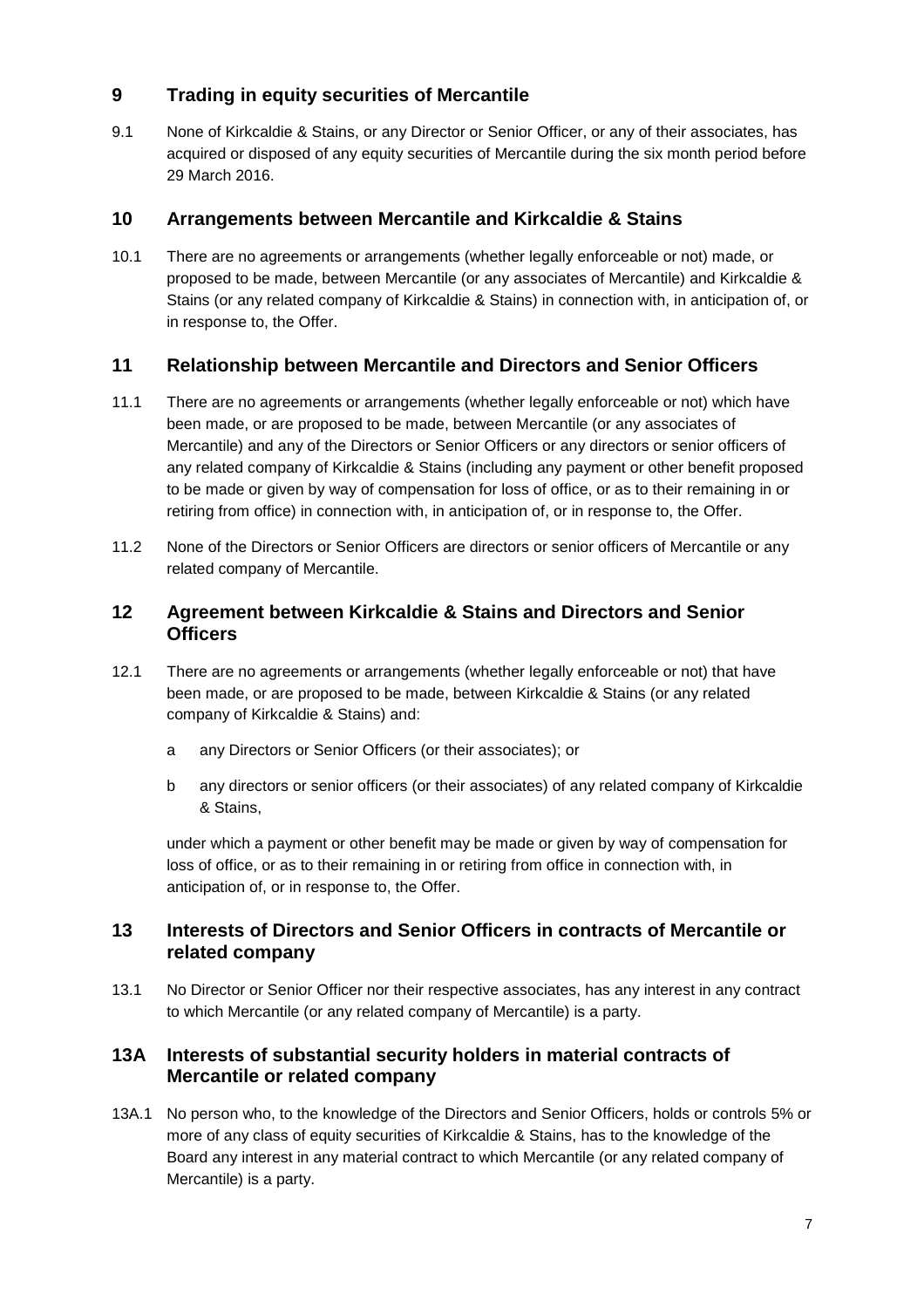## 9 Trading in equity securities of Mercantile

9.1 None of Kirkcaldie & Stains, or any Director or Senior Officer, or any of their associates, has acquired or disposed of any equity securities of Mercantile during the six month period before 29 March 2016.

## 10 Arrangements between Mercantile and Kirkcaldie & Stains

10.1 There are no agreements or arrangements (whether legally enforceable or not) made, or proposed to be made, between Mercantile (or any associates of Mercantile) and Kirkcaldie & Stains (or any related company of Kirkcaldie & Stains) in connection with, in anticipation of, or in response to, the Offer.

## 11 Relationship between Mercantile and Directors and Senior Officers

11.1 There are no agreements or arrangements (whether legally enforceable or not) which have been made, or are proposed to be made, between Mercantile (or any associates of Mercantile) and any of the Directors or Senior Officers or any directors or senior officers of any related company of Kirkcaldie & Stains (including any payment or other benefit proposed to be made or given by way of compensation for loss of office, or as to their remaining in or retiring from office) in connection with, in anticipation of, or in response to, the Offer.

11.2 None of the Directors or Senior Officers are directors or senior officers of Mercantile or any related company of Mercantile.

## 12 Agreement between Kirkcaldie & Stains and Directors and Senior Officers

12.1 There are no agreements or arrangements (whether legally enforceable or not) that have been made, or are proposed to be made, between Kirkcaldie & Stains (or any related company of Kirkcaldie & Stains) and:

a any Directors or Senior Officers (or their associates); or

b any directors or senior officers (or their associates) of any related company of Kirkcaldie & Stains,

under which a payment or other benefit may be made or given by way of compensation for loss of office, or as to their remaining in or retiring from office in connection with, in anticipation of, or in response to, the Offer.

## 13 Interests of Directors and Senior Officers in contracts of Mercantile or related company

13.1 No Director or Senior Officer nor their respective associates, has any interest in any contract to which Mercantile (or any related company of Mercantile) is a party.

## 13A Interests of substantial security holders in material contracts of Mercantile or related company

13A.1 No person who, to the knowledge of the Directors and Senior Officers, holds or controls 5% or more of any class of equity securities of Kirkcaldie & Stains, has to the knowledge of the Board any interest in any material contract to which Mercantile (or any related company of Mercantile) is a party.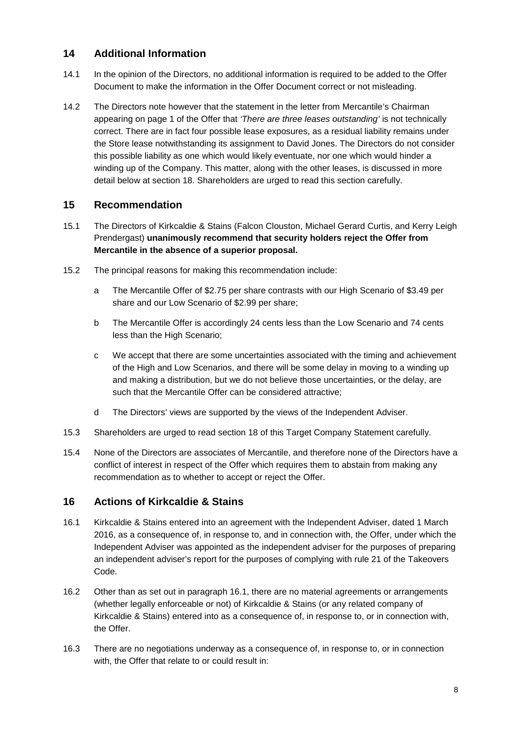## 14 Additional Information

14.1 In the opinion of the Directors, no additional information is required to be added to the Offer Document to make the information in the Offer Document correct or not misleading.

14.2 The Directors note however that the statement in the letter from Mercantile's Chairman appearing on page 1 of the Offer that *'There are three leases outstanding'* is not technically correct. There are in fact four possible lease exposures, as a residual liability remains under the Store lease notwithstanding its assignment to David Jones. The Directors do not consider this possible liability as one which would likely eventuate, nor one which would hinder a winding up of the Company. This matter, along with the other leases, is discussed in more detail below at section 18. Shareholders are urged to read this section carefully.

## 15 Recommendation

15.1 The Directors of Kirkcaldie & Stains (Falcon Clouston, Michael Gerard Curtis, and Kerry Leigh Prendergast) **unanimously recommend that security holders reject the Offer from Mercantile in the absence of a superior proposal.**

15.2 The principal reasons for making this recommendation include:

a The Mercantile Offer of $2.75 per share contrasts with our High Scenario of $3.49 per share and our Low Scenario of $2.99 per share;

b The Mercantile Offer is accordingly 24 cents less than the Low Scenario and 74 cents less than the High Scenario;

c We accept that there are some uncertainties associated with the timing and achievement of the High and Low Scenarios, and there will be some delay in moving to a winding up and making a distribution, but we do not believe those uncertainties, or the delay, are such that the Mercantile Offer can be considered attractive;

d The Directors' views are supported by the views of the Independent Adviser.

15.3 Shareholders are urged to read section 18 of this Target Company Statement carefully.

15.4 None of the Directors are associates of Mercantile, and therefore none of the Directors have a conflict of interest in respect of the Offer which requires them to abstain from making any recommendation as to whether to accept or reject the Offer.

## 16 Actions of Kirkcaldie & Stains

16.1 Kirkcaldie & Stains entered into an agreement with the Independent Adviser, dated 1 March 2016, as a consequence of, in response to, and in connection with, the Offer, under which the Independent Adviser was appointed as the independent adviser for the purposes of preparing an independent adviser's report for the purposes of complying with rule 21 of the Takeovers Code.

16.2 Other than as set out in paragraph 16.1, there are no material agreements or arrangements (whether legally enforceable or not) of Kirkcaldie & Stains (or any related company of Kirkcaldie & Stains) entered into as a consequence of, in response to, or in connection with, the Offer.

16.3 There are no negotiations underway as a consequence of, in response to, or in connection with, the Offer that relate to or could result in: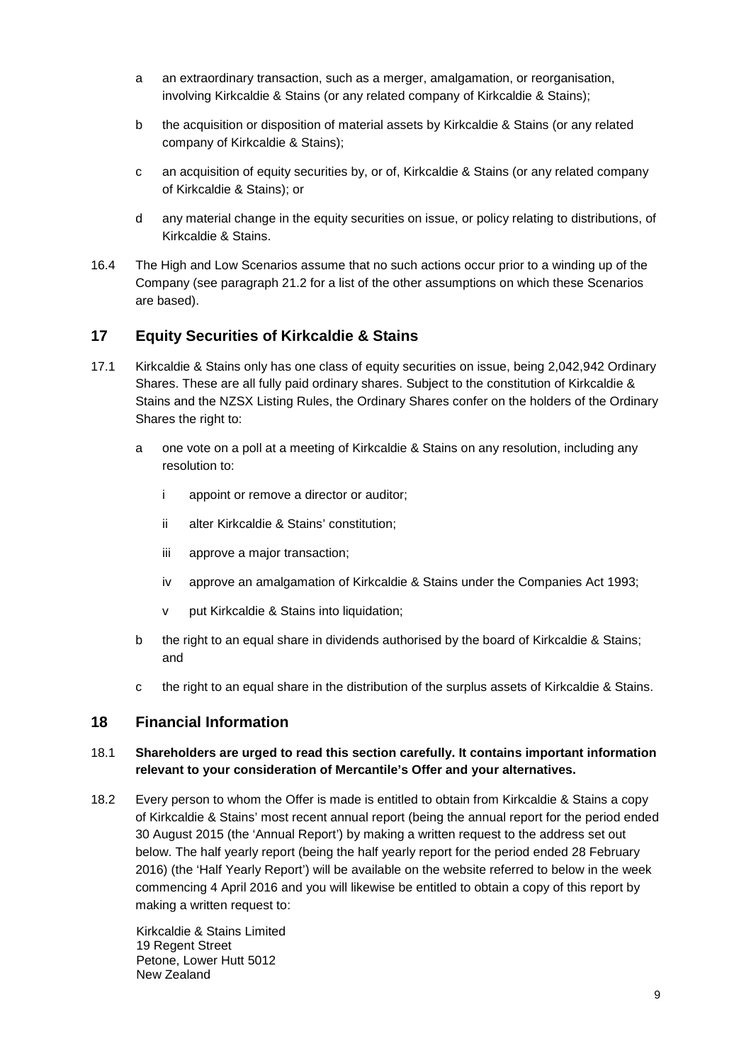a an extraordinary transaction, such as a merger, amalgamation, or reorganisation, involving Kirkcaldie & Stains (or any related company of Kirkcaldie & Stains);

b the acquisition or disposition of material assets by Kirkcaldie & Stains (or any related company of Kirkcaldie & Stains);

c an acquisition of equity securities by, or of, Kirkcaldie & Stains (or any related company of Kirkcaldie & Stains); or

d any material change in the equity securities on issue, or policy relating to distributions, of Kirkcaldie & Stains.

16.4 The High and Low Scenarios assume that no such actions occur prior to a winding up of the Company (see paragraph 21.2 for a list of the other assumptions on which these Scenarios are based).

## 17 Equity Securities of Kirkcaldie & Stains

17.1 Kirkcaldie & Stains only has one class of equity securities on issue, being 2,042,942 Ordinary Shares. These are all fully paid ordinary shares. Subject to the constitution of Kirkcaldie & Stains and the NZSX Listing Rules, the Ordinary Shares confer on the holders of the Ordinary Shares the right to:

a one vote on a poll at a meeting of Kirkcaldie & Stains on any resolution, including any resolution to:

i appoint or remove a director or auditor;

ii alter Kirkcaldie & Stains' constitution;

iii approve a major transaction;

iv approve an amalgamation of Kirkcaldie & Stains under the Companies Act 1993;

v put Kirkcaldie & Stains into liquidation;

b the right to an equal share in dividends authorised by the board of Kirkcaldie & Stains; and

c the right to an equal share in the distribution of the surplus assets of Kirkcaldie & Stains.

## 18 Financial Information

18.1 **Shareholders are urged to read this section carefully. It contains important information relevant to your consideration of Mercantile's Offer and your alternatives.**

18.2 Every person to whom the Offer is made is entitled to obtain from Kirkcaldie & Stains a copy of Kirkcaldie & Stains' most recent annual report (being the annual report for the period ended 30 August 2015 (the 'Annual Report') by making a written request to the address set out below. The half yearly report (being the half yearly report for the period ended 28 February 2016) (the 'Half Yearly Report') will be available on the website referred to below in the week commencing 4 April 2016 and you will likewise be entitled to obtain a copy of this report by making a written request to:

Kirkcaldie & Stains Limited
19 Regent Street
Petone, Lower Hutt 5012
New Zealand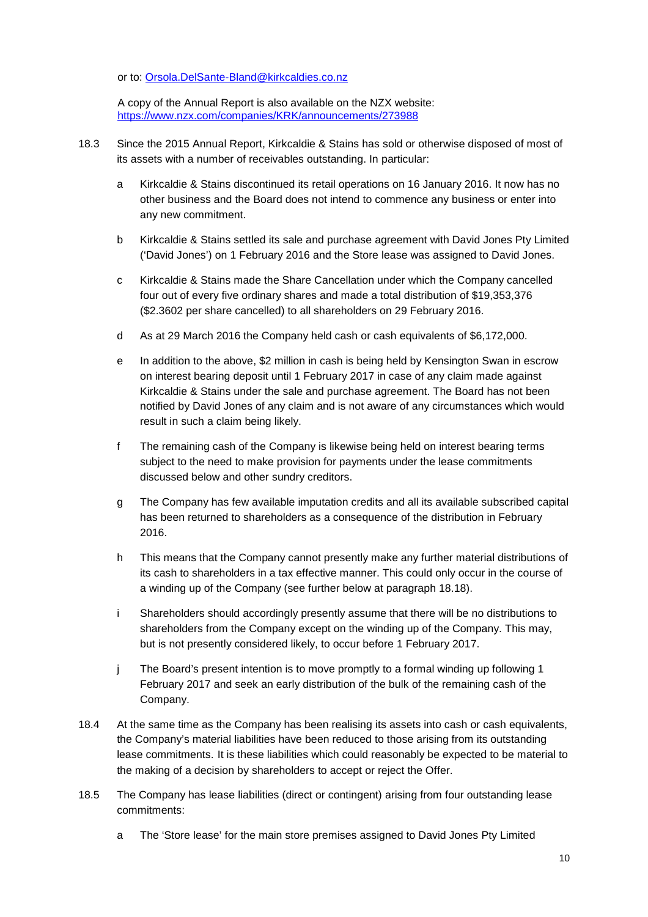or to: [Orsola.DelSante-Bland@kirkcaldies.co.nz](mailto:Orsola.DelSante-Bland@kirkcaldies.co.nz)

A copy of the Annual Report is also available on the NZX website: [https://www.nzx.com/companies/KRK/announcements/273988](https://www.nzx.com/companies/KRK/announcements/273988)

18.3 Since the 2015 Annual Report, Kirkcaldie & Stains has sold or otherwise disposed of most of its assets with a number of receivables outstanding. In particular:

a Kirkcaldie & Stains discontinued its retail operations on 16 January 2016. It now has no other business and the Board does not intend to commence any business or enter into any new commitment.

b Kirkcaldie & Stains settled its sale and purchase agreement with David Jones Pty Limited ('David Jones') on 1 February 2016 and the Store lease was assigned to David Jones.

c Kirkcaldie & Stains made the Share Cancellation under which the Company cancelled four out of every five ordinary shares and made a total distribution of $19,353,376 ($2.3602 per share cancelled) to all shareholders on 29 February 2016.

d As at 29 March 2016 the Company held cash or cash equivalents of $6,172,000.

e In addition to the above, $2 million in cash is being held by Kensington Swan in escrow on interest bearing deposit until 1 February 2017 in case of any claim made against Kirkcaldie & Stains under the sale and purchase agreement. The Board has not been notified by David Jones of any claim and is not aware of any circumstances which would result in such a claim being likely.

f The remaining cash of the Company is likewise being held on interest bearing terms subject to the need to make provision for payments under the lease commitments discussed below and other sundry creditors.

g The Company has few available imputation credits and all its available subscribed capital has been returned to shareholders as a consequence of the distribution in February 2016.

h This means that the Company cannot presently make any further material distributions of its cash to shareholders in a tax effective manner. This could only occur in the course of a winding up of the Company (see further below at paragraph 18.18).

i Shareholders should accordingly presently assume that there will be no distributions to shareholders from the Company except on the winding up of the Company. This may, but is not presently considered likely, to occur before 1 February 2017.

j The Board's present intention is to move promptly to a formal winding up following 1 February 2017 and seek an early distribution of the bulk of the remaining cash of the Company.

18.4 At the same time as the Company has been realising its assets into cash or cash equivalents, the Company's material liabilities have been reduced to those arising from its outstanding lease commitments. It is these liabilities which could reasonably be expected to be material to the making of a decision by shareholders to accept or reject the Offer.

18.5 The Company has lease liabilities (direct or contingent) arising from four outstanding lease commitments:

a The 'Store lease' for the main store premises assigned to David Jones Pty Limited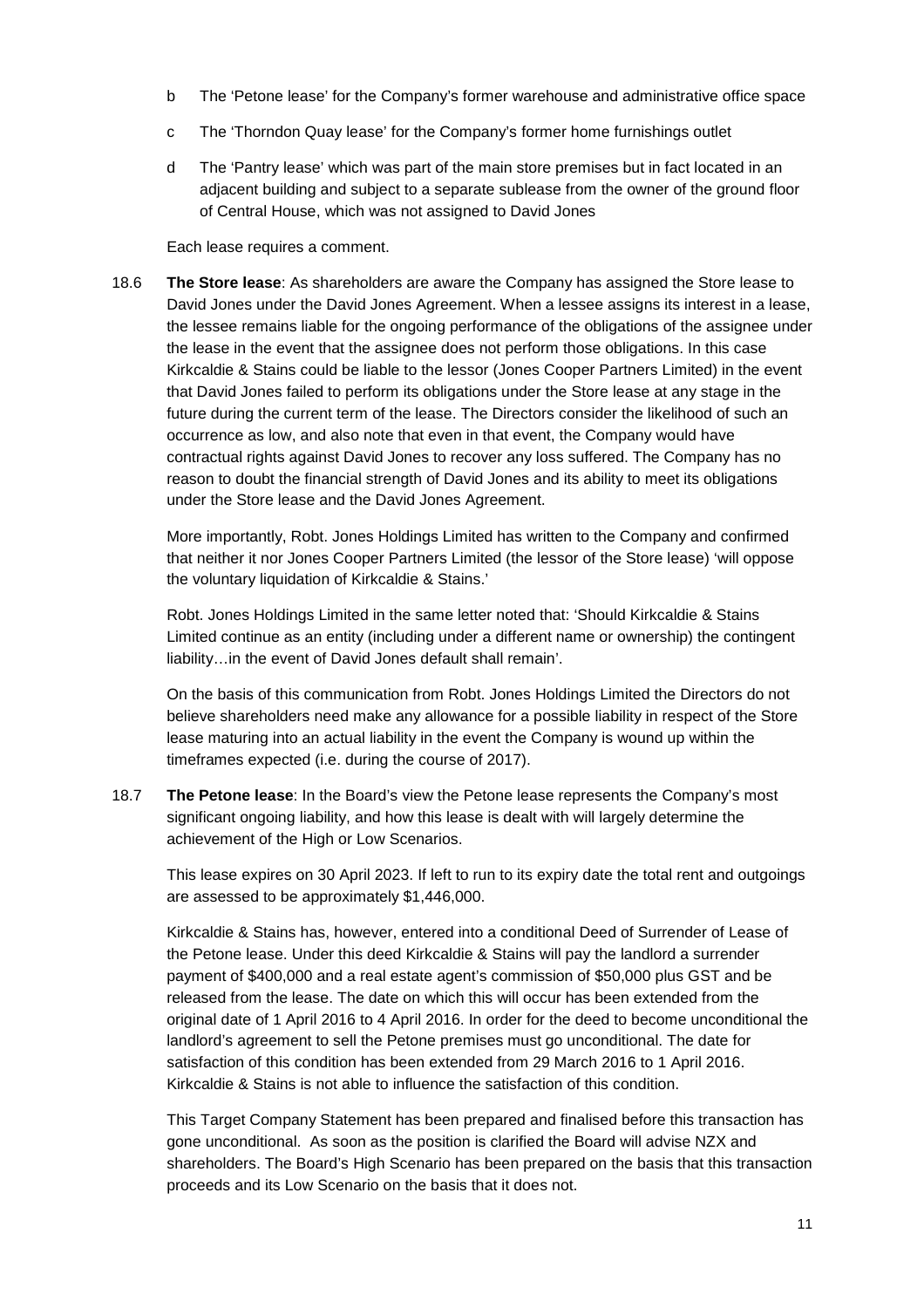b The 'Petone lease' for the Company's former warehouse and administrative office space

c The 'Thorndon Quay lease' for the Company's former home furnishings outlet

d The 'Pantry lease' which was part of the main store premises but in fact located in an adjacent building and subject to a separate sublease from the owner of the ground floor of Central House, which was not assigned to David Jones

Each lease requires a comment.

18.6 **The Store lease**: As shareholders are aware the Company has assigned the Store lease to David Jones under the David Jones Agreement. When a lessee assigns its interest in a lease, the lessee remains liable for the ongoing performance of the obligations of the assignee under the lease in the event that the assignee does not perform those obligations. In this case Kirkcaldie & Stains could be liable to the lessor (Jones Cooper Partners Limited) in the event that David Jones failed to perform its obligations under the Store lease at any stage in the future during the current term of the lease. The Directors consider the likelihood of such an occurrence as low, and also note that even in that event, the Company would have contractual rights against David Jones to recover any loss suffered. The Company has no reason to doubt the financial strength of David Jones and its ability to meet its obligations under the Store lease and the David Jones Agreement.

More importantly, Robt. Jones Holdings Limited has written to the Company and confirmed that neither it nor Jones Cooper Partners Limited (the lessor of the Store lease) 'will oppose the voluntary liquidation of Kirkcaldie & Stains.'

Robt. Jones Holdings Limited in the same letter noted that: 'Should Kirkcaldie & Stains Limited continue as an entity (including under a different name or ownership) the contingent liability…in the event of David Jones default shall remain'.

On the basis of this communication from Robt. Jones Holdings Limited the Directors do not believe shareholders need make any allowance for a possible liability in respect of the Store lease maturing into an actual liability in the event the Company is wound up within the timeframes expected (i.e. during the course of 2017).

18.7 **The Petone lease**: In the Board's view the Petone lease represents the Company's most significant ongoing liability, and how this lease is dealt with will largely determine the achievement of the High or Low Scenarios.

This lease expires on 30 April 2023. If left to run to its expiry date the total rent and outgoings are assessed to be approximately $1,446,000.

Kirkcaldie & Stains has, however, entered into a conditional Deed of Surrender of Lease of the Petone lease. Under this deed Kirkcaldie & Stains will pay the landlord a surrender payment of $400,000 and a real estate agent's commission of $50,000 plus GST and be released from the lease. The date on which this will occur has been extended from the original date of 1 April 2016 to 4 April 2016. In order for the deed to become unconditional the landlord's agreement to sell the Petone premises must go unconditional. The date for satisfaction of this condition has been extended from 29 March 2016 to 1 April 2016. Kirkcaldie & Stains is not able to influence the satisfaction of this condition.

This Target Company Statement has been prepared and finalised before this transaction has gone unconditional. As soon as the position is clarified the Board will advise NZX and shareholders. The Board's High Scenario has been prepared on the basis that this transaction proceeds and its Low Scenario on the basis that it does not.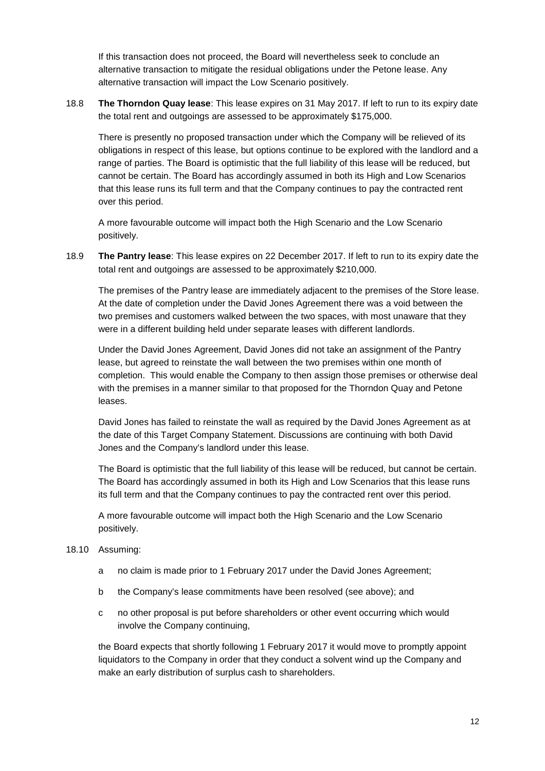If this transaction does not proceed, the Board will nevertheless seek to conclude an alternative transaction to mitigate the residual obligations under the Petone lease. Any alternative transaction will impact the Low Scenario positively.

18.8 **The Thorndon Quay lease**: This lease expires on 31 May 2017. If left to run to its expiry date the total rent and outgoings are assessed to be approximately $175,000.

There is presently no proposed transaction under which the Company will be relieved of its obligations in respect of this lease, but options continue to be explored with the landlord and a range of parties. The Board is optimistic that the full liability of this lease will be reduced, but cannot be certain. The Board has accordingly assumed in both its High and Low Scenarios that this lease runs its full term and that the Company continues to pay the contracted rent over this period.

A more favourable outcome will impact both the High Scenario and the Low Scenario positively.

18.9 **The Pantry lease**: This lease expires on 22 December 2017. If left to run to its expiry date the total rent and outgoings are assessed to be approximately $210,000.

The premises of the Pantry lease are immediately adjacent to the premises of the Store lease. At the date of completion under the David Jones Agreement there was a void between the two premises and customers walked between the two spaces, with most unaware that they were in a different building held under separate leases with different landlords.

Under the David Jones Agreement, David Jones did not take an assignment of the Pantry lease, but agreed to reinstate the wall between the two premises within one month of completion. This would enable the Company to then assign those premises or otherwise deal with the premises in a manner similar to that proposed for the Thorndon Quay and Petone leases.

David Jones has failed to reinstate the wall as required by the David Jones Agreement as at the date of this Target Company Statement. Discussions are continuing with both David Jones and the Company's landlord under this lease.

The Board is optimistic that the full liability of this lease will be reduced, but cannot be certain. The Board has accordingly assumed in both its High and Low Scenarios that this lease runs its full term and that the Company continues to pay the contracted rent over this period.

A more favourable outcome will impact both the High Scenario and the Low Scenario positively.

18.10 Assuming:

a no claim is made prior to 1 February 2017 under the David Jones Agreement;

b the Company's lease commitments have been resolved (see above); and

c no other proposal is put before shareholders or other event occurring which would involve the Company continuing,

the Board expects that shortly following 1 February 2017 it would move to promptly appoint liquidators to the Company in order that they conduct a solvent wind up the Company and make an early distribution of surplus cash to shareholders.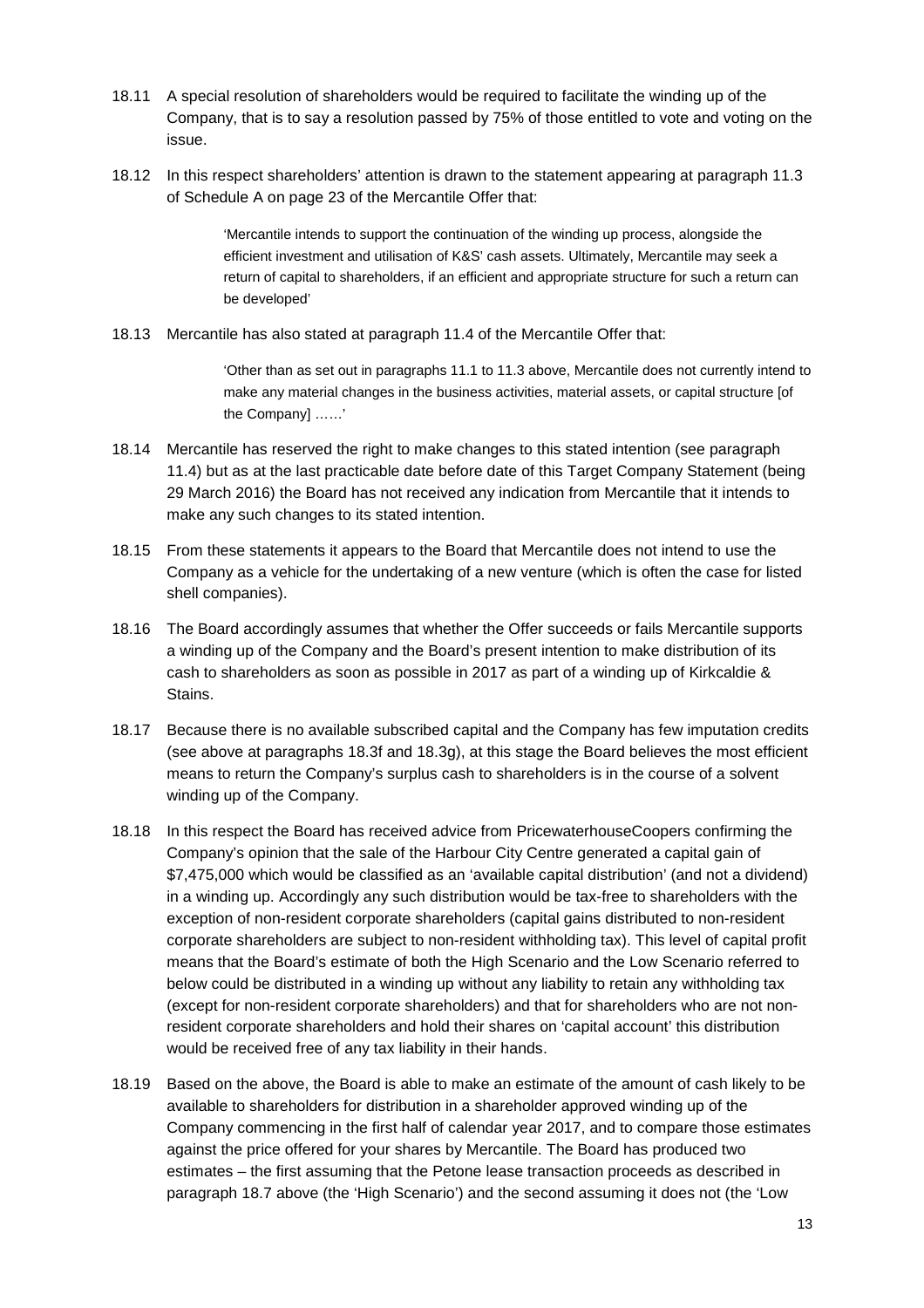18.11 A special resolution of shareholders would be required to facilitate the winding up of the Company, that is to say a resolution passed by 75% of those entitled to vote and voting on the issue.

18.12 In this respect shareholders' attention is drawn to the statement appearing at paragraph 11.3 of Schedule A on page 23 of the Mercantile Offer that:

> 'Mercantile intends to support the continuation of the winding up process, alongside the efficient investment and utilisation of K&S' cash assets. Ultimately, Mercantile may seek a return of capital to shareholders, if an efficient and appropriate structure for such a return can be developed'

18.13 Mercantile has also stated at paragraph 11.4 of the Mercantile Offer that:

> 'Other than as set out in paragraphs 11.1 to 11.3 above, Mercantile does not currently intend to make any material changes in the business activities, material assets, or capital structure [of the Company] ……'

18.14 Mercantile has reserved the right to make changes to this stated intention (see paragraph 11.4) but as at the last practicable date before date of this Target Company Statement (being 29 March 2016) the Board has not received any indication from Mercantile that it intends to make any such changes to its stated intention.

18.15 From these statements it appears to the Board that Mercantile does not intend to use the Company as a vehicle for the undertaking of a new venture (which is often the case for listed shell companies).

18.16 The Board accordingly assumes that whether the Offer succeeds or fails Mercantile supports a winding up of the Company and the Board's present intention to make distribution of its cash to shareholders as soon as possible in 2017 as part of a winding up of Kirkcaldie & Stains.

18.17 Because there is no available subscribed capital and the Company has few imputation credits (see above at paragraphs 18.3f and 18.3g), at this stage the Board believes the most efficient means to return the Company's surplus cash to shareholders is in the course of a solvent winding up of the Company.

18.18 In this respect the Board has received advice from PricewaterhouseCoopers confirming the Company's opinion that the sale of the Harbour City Centre generated a capital gain of $7,475,000 which would be classified as an 'available capital distribution' (and not a dividend) in a winding up. Accordingly any such distribution would be tax-free to shareholders with the exception of non-resident corporate shareholders (capital gains distributed to non-resident corporate shareholders are subject to non-resident withholding tax). This level of capital profit means that the Board's estimate of both the High Scenario and the Low Scenario referred to below could be distributed in a winding up without any liability to retain any withholding tax (except for non-resident corporate shareholders) and that for shareholders who are not non-resident corporate shareholders and hold their shares on 'capital account' this distribution would be received free of any tax liability in their hands.

18.19 Based on the above, the Board is able to make an estimate of the amount of cash likely to be available to shareholders for distribution in a shareholder approved winding up of the Company commencing in the first half of calendar year 2017, and to compare those estimates against the price offered for your shares by Mercantile. The Board has produced two estimates – the first assuming that the Petone lease transaction proceeds as described in paragraph 18.7 above (the 'High Scenario') and the second assuming it does not (the 'Low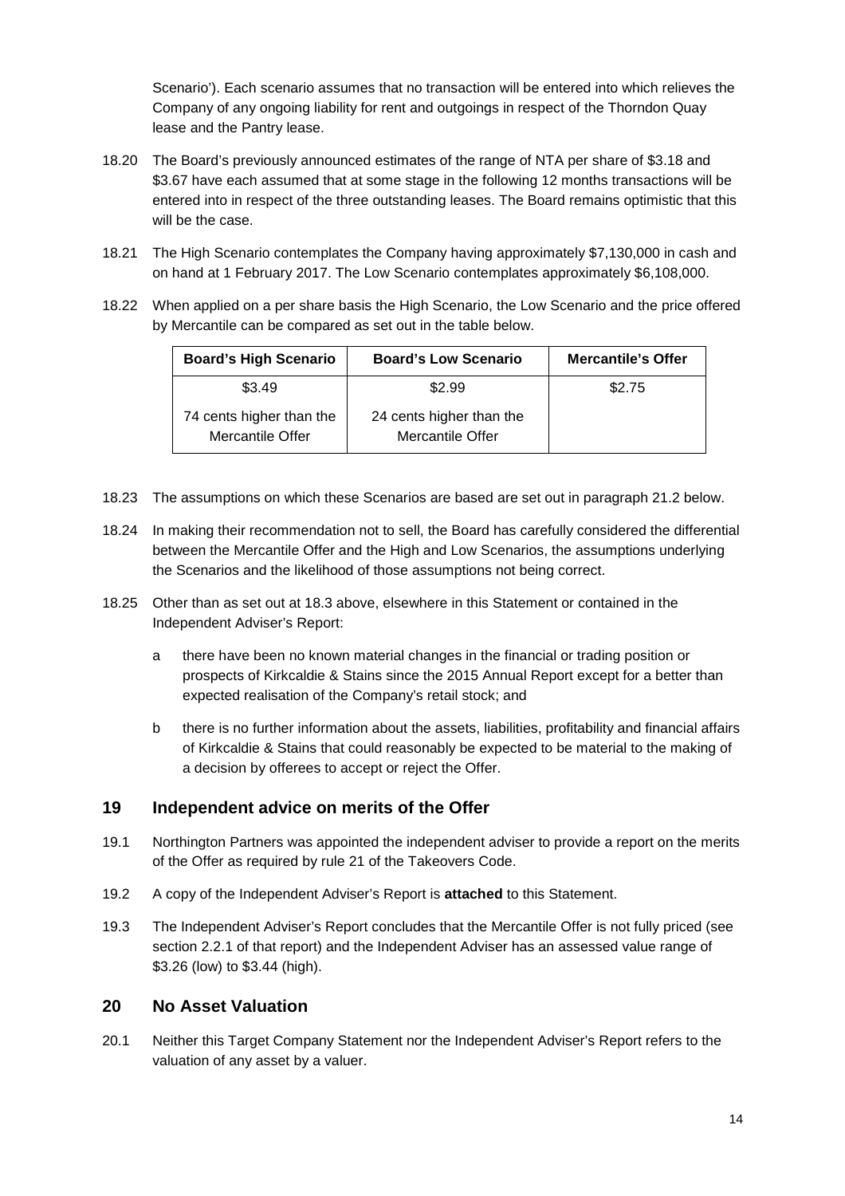Scenario'). Each scenario assumes that no transaction will be entered into which relieves the Company of any ongoing liability for rent and outgoings in respect of the Thorndon Quay lease and the Pantry lease.

18.20 The Board's previously announced estimates of the range of NTA per share of $3.18 and $3.67 have each assumed that at some stage in the following 12 months transactions will be entered into in respect of the three outstanding leases. The Board remains optimistic that this will be the case.

18.21 The High Scenario contemplates the Company having approximately $7,130,000 in cash and on hand at 1 February 2017. The Low Scenario contemplates approximately $6,108,000.

18.22 When applied on a per share basis the High Scenario, the Low Scenario and the price offered by Mercantile can be compared as set out in the table below.

| Board's High Scenario | Board's Low Scenario | Mercantile's Offer |
|---|---|---|
| $3.49 | $2.99 | $2.75 |
| 74 cents higher than the Mercantile Offer | 24 cents higher than the Mercantile Offer | |

18.23 The assumptions on which these Scenarios are based are set out in paragraph 21.2 below.

18.24 In making their recommendation not to sell, the Board has carefully considered the differential between the Mercantile Offer and the High and Low Scenarios, the assumptions underlying the Scenarios and the likelihood of those assumptions not being correct.

18.25 Other than as set out at 18.3 above, elsewhere in this Statement or contained in the Independent Adviser's Report:

a there have been no known material changes in the financial or trading position or prospects of Kirkcaldie & Stains since the 2015 Annual Report except for a better than expected realisation of the Company's retail stock; and

b there is no further information about the assets, liabilities, profitability and financial affairs of Kirkcaldie & Stains that could reasonably be expected to be material to the making of a decision by offerees to accept or reject the Offer.

## 19 Independent advice on merits of the Offer

19.1 Northington Partners was appointed the independent adviser to provide a report on the merits of the Offer as required by rule 21 of the Takeovers Code.

19.2 A copy of the Independent Adviser's Report is **attached** to this Statement.

19.3 The Independent Adviser's Report concludes that the Mercantile Offer is not fully priced (see section 2.2.1 of that report) and the Independent Adviser has an assessed value range of $3.26 (low) to $3.44 (high).

## 20 No Asset Valuation

20.1 Neither this Target Company Statement nor the Independent Adviser's Report refers to the valuation of any asset by a valuer.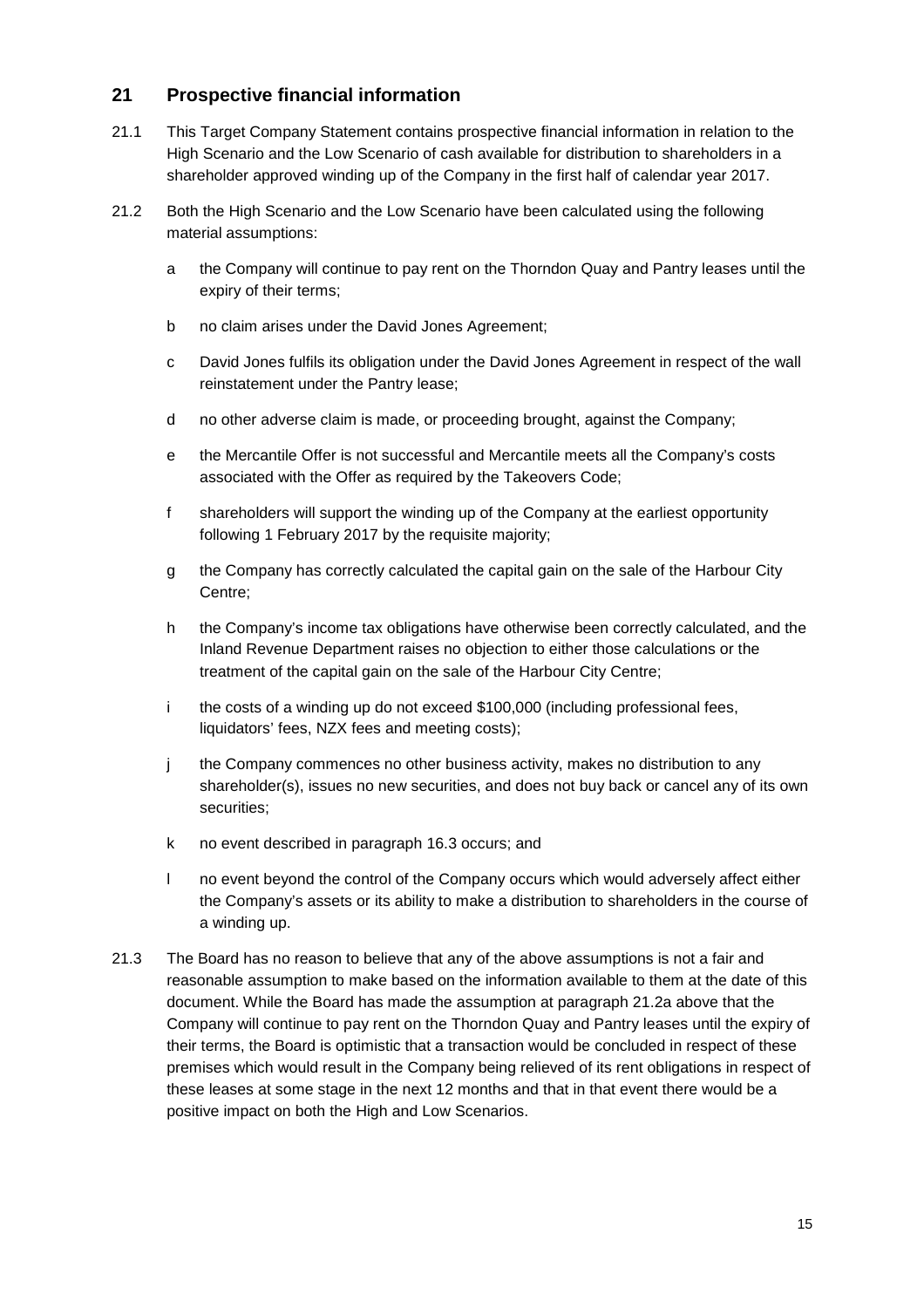## 21 Prospective financial information

21.1 This Target Company Statement contains prospective financial information in relation to the High Scenario and the Low Scenario of cash available for distribution to shareholders in a shareholder approved winding up of the Company in the first half of calendar year 2017.

21.2 Both the High Scenario and the Low Scenario have been calculated using the following material assumptions:

a the Company will continue to pay rent on the Thorndon Quay and Pantry leases until the expiry of their terms;

b no claim arises under the David Jones Agreement;

c David Jones fulfils its obligation under the David Jones Agreement in respect of the wall reinstatement under the Pantry lease;

d no other adverse claim is made, or proceeding brought, against the Company;

e the Mercantile Offer is not successful and Mercantile meets all the Company's costs associated with the Offer as required by the Takeovers Code;

f shareholders will support the winding up of the Company at the earliest opportunity following 1 February 2017 by the requisite majority;

g the Company has correctly calculated the capital gain on the sale of the Harbour City Centre;

h the Company's income tax obligations have otherwise been correctly calculated, and the Inland Revenue Department raises no objection to either those calculations or the treatment of the capital gain on the sale of the Harbour City Centre;

i the costs of a winding up do not exceed $100,000 (including professional fees, liquidators' fees, NZX fees and meeting costs);

j the Company commences no other business activity, makes no distribution to any shareholder(s), issues no new securities, and does not buy back or cancel any of its own securities;

k no event described in paragraph 16.3 occurs; and

l no event beyond the control of the Company occurs which would adversely affect either the Company's assets or its ability to make a distribution to shareholders in the course of a winding up.

21.3 The Board has no reason to believe that any of the above assumptions is not a fair and reasonable assumption to make based on the information available to them at the date of this document. While the Board has made the assumption at paragraph 21.2a above that the Company will continue to pay rent on the Thorndon Quay and Pantry leases until the expiry of their terms, the Board is optimistic that a transaction would be concluded in respect of these premises which would result in the Company being relieved of its rent obligations in respect of these leases at some stage in the next 12 months and that in that event there would be a positive impact on both the High and Low Scenarios.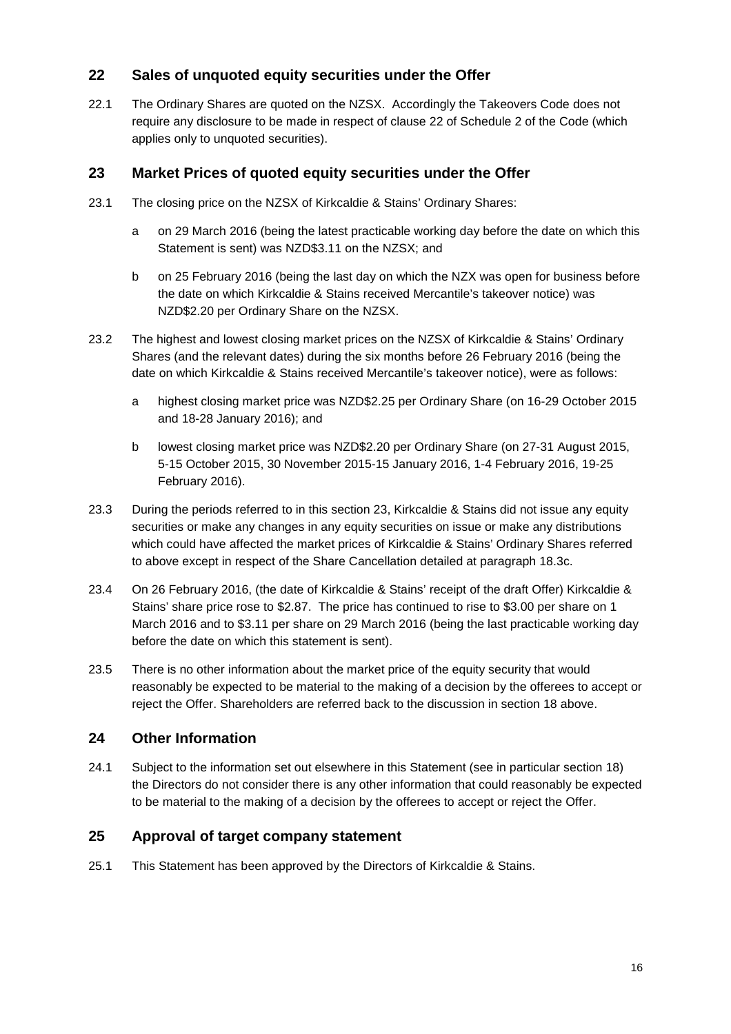## 22 Sales of unquoted equity securities under the Offer

22.1 The Ordinary Shares are quoted on the NZSX. Accordingly the Takeovers Code does not require any disclosure to be made in respect of clause 22 of Schedule 2 of the Code (which applies only to unquoted securities).

## 23 Market Prices of quoted equity securities under the Offer

23.1 The closing price on the NZSX of Kirkcaldie & Stains' Ordinary Shares:

a on 29 March 2016 (being the latest practicable working day before the date on which this Statement is sent) was NZD$3.11 on the NZSX; and

b on 25 February 2016 (being the last day on which the NZX was open for business before the date on which Kirkcaldie & Stains received Mercantile's takeover notice) was NZD$2.20 per Ordinary Share on the NZSX.

23.2 The highest and lowest closing market prices on the NZSX of Kirkcaldie & Stains' Ordinary Shares (and the relevant dates) during the six months before 26 February 2016 (being the date on which Kirkcaldie & Stains received Mercantile's takeover notice), were as follows:

a highest closing market price was NZD$2.25 per Ordinary Share (on 16-29 October 2015 and 18-28 January 2016); and

b lowest closing market price was NZD$2.20 per Ordinary Share (on 27-31 August 2015, 5-15 October 2015, 30 November 2015-15 January 2016, 1-4 February 2016, 19-25 February 2016).

23.3 During the periods referred to in this section 23, Kirkcaldie & Stains did not issue any equity securities or make any changes in any equity securities on issue or make any distributions which could have affected the market prices of Kirkcaldie & Stains' Ordinary Shares referred to above except in respect of the Share Cancellation detailed at paragraph 18.3c.

23.4 On 26 February 2016, (the date of Kirkcaldie & Stains' receipt of the draft Offer) Kirkcaldie & Stains' share price rose to $2.87. The price has continued to rise to $3.00 per share on 1 March 2016 and to $3.11 per share on 29 March 2016 (being the last practicable working day before the date on which this statement is sent).

23.5 There is no other information about the market price of the equity security that would reasonably be expected to be material to the making of a decision by the offerees to accept or reject the Offer. Shareholders are referred back to the discussion in section 18 above.

## 24 Other Information

24.1 Subject to the information set out elsewhere in this Statement (see in particular section 18) the Directors do not consider there is any other information that could reasonably be expected to be material to the making of a decision by the offerees to accept or reject the Offer.

## 25 Approval of target company statement

25.1 This Statement has been approved by the Directors of Kirkcaldie & Stains.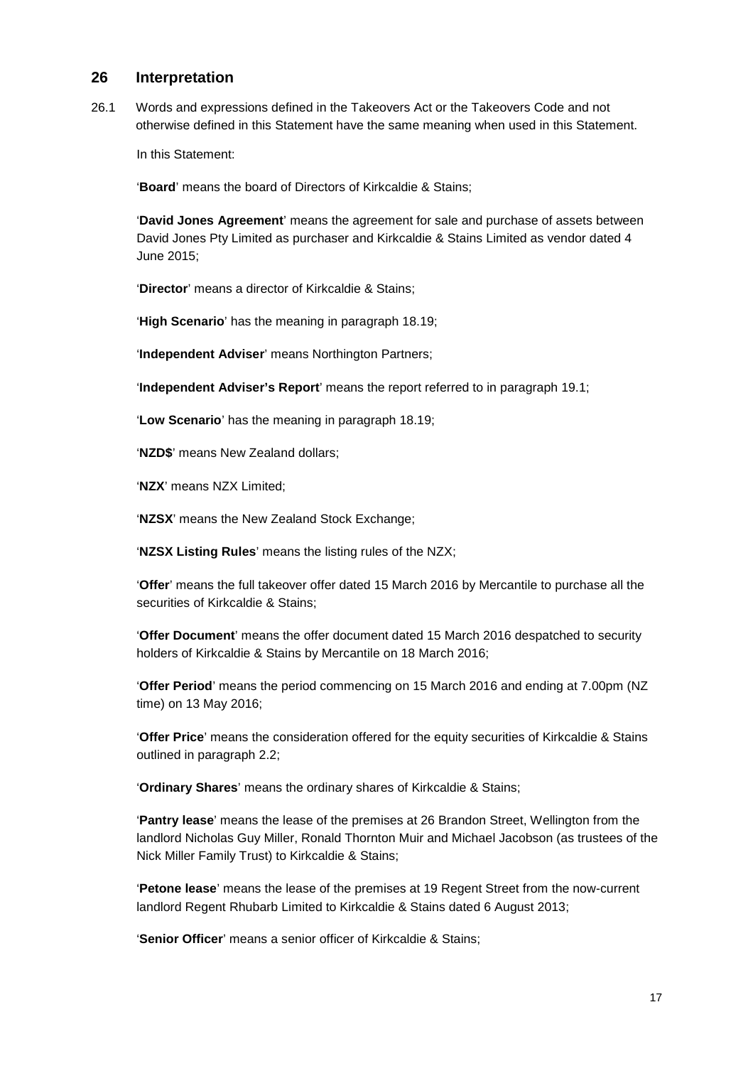## 26 Interpretation

26.1 Words and expressions defined in the Takeovers Act or the Takeovers Code and not otherwise defined in this Statement have the same meaning when used in this Statement.

In this Statement:

'**Board**' means the board of Directors of Kirkcaldie & Stains;

'**David Jones Agreement**' means the agreement for sale and purchase of assets between David Jones Pty Limited as purchaser and Kirkcaldie & Stains Limited as vendor dated 4 June 2015;

'**Director**' means a director of Kirkcaldie & Stains;

'**High Scenario**' has the meaning in paragraph 18.19;

'**Independent Adviser**' means Northington Partners;

'**Independent Adviser's Report**' means the report referred to in paragraph 19.1;

'**Low Scenario**' has the meaning in paragraph 18.19;

'**NZD$**' means New Zealand dollars;

'**NZX**' means NZX Limited;

'**NZSX**' means the New Zealand Stock Exchange;

'**NZSX Listing Rules**' means the listing rules of the NZX;

'**Offer**' means the full takeover offer dated 15 March 2016 by Mercantile to purchase all the securities of Kirkcaldie & Stains;

'**Offer Document**' means the offer document dated 15 March 2016 despatched to security holders of Kirkcaldie & Stains by Mercantile on 18 March 2016;

'**Offer Period**' means the period commencing on 15 March 2016 and ending at 7.00pm (NZ time) on 13 May 2016;

'**Offer Price**' means the consideration offered for the equity securities of Kirkcaldie & Stains outlined in paragraph 2.2;

'**Ordinary Shares**' means the ordinary shares of Kirkcaldie & Stains;

'**Pantry lease**' means the lease of the premises at 26 Brandon Street, Wellington from the landlord Nicholas Guy Miller, Ronald Thornton Muir and Michael Jacobson (as trustees of the Nick Miller Family Trust) to Kirkcaldie & Stains;

'**Petone lease**' means the lease of the premises at 19 Regent Street from the now-current landlord Regent Rhubarb Limited to Kirkcaldie & Stains dated 6 August 2013;

'**Senior Officer**' means a senior officer of Kirkcaldie & Stains;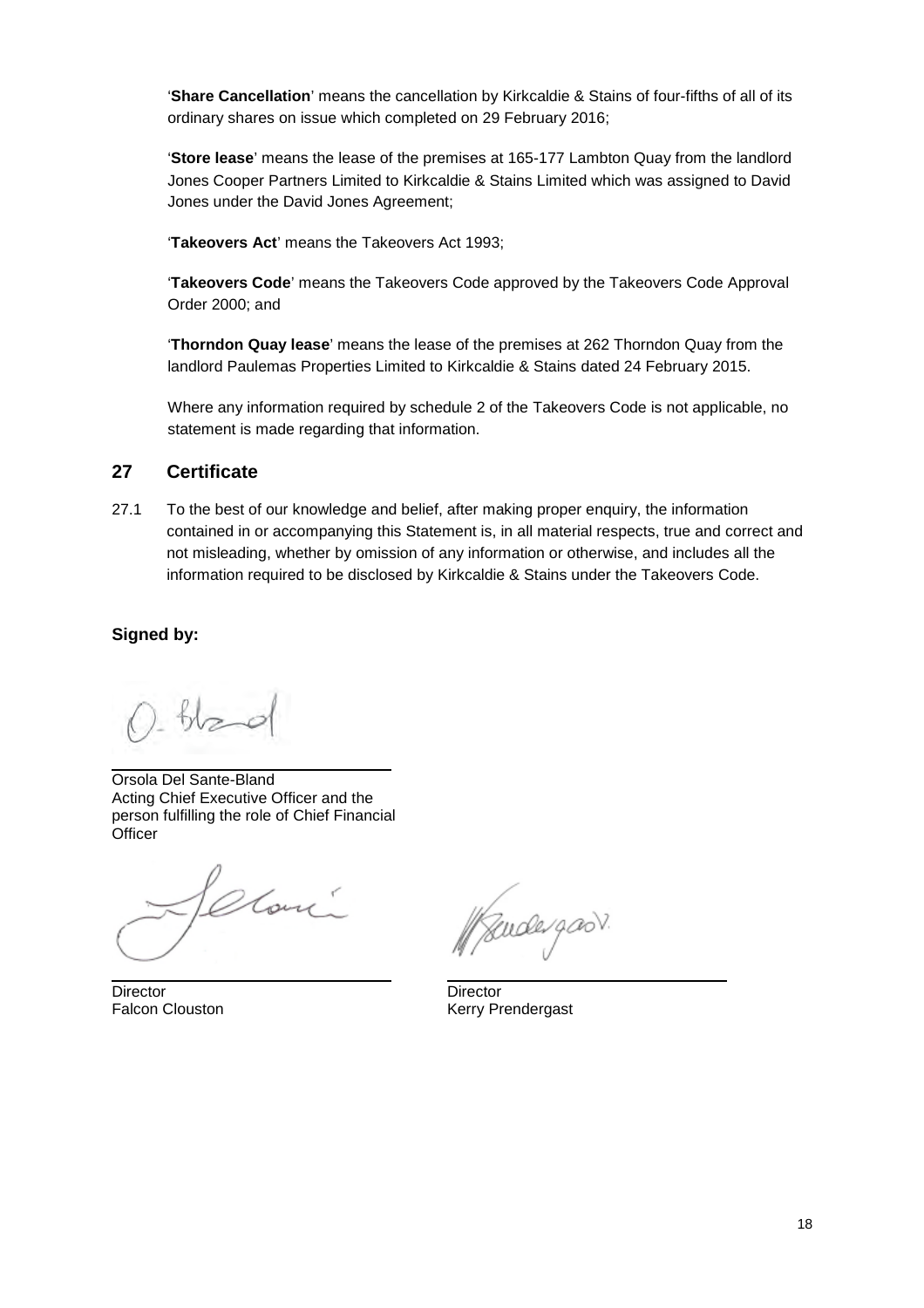'**Share Cancellation**' means the cancellation by Kirkcaldie & Stains of four-fifths of all of its ordinary shares on issue which completed on 29 February 2016;

'**Store lease**' means the lease of the premises at 165-177 Lambton Quay from the landlord Jones Cooper Partners Limited to Kirkcaldie & Stains Limited which was assigned to David Jones under the David Jones Agreement;

'**Takeovers Act**' means the Takeovers Act 1993;

'**Takeovers Code**' means the Takeovers Code approved by the Takeovers Code Approval Order 2000; and

'**Thorndon Quay lease**' means the lease of the premises at 262 Thorndon Quay from the landlord Paulemas Properties Limited to Kirkcaldie & Stains dated 24 February 2015.

Where any information required by schedule 2 of the Takeovers Code is not applicable, no statement is made regarding that information.

## 27 Certificate

27.1 To the best of our knowledge and belief, after making proper enquiry, the information contained in or accompanying this Statement is, in all material respects, true and correct and not misleading, whether by omission of any information or otherwise, and includes all the information required to be disclosed by Kirkcaldie & Stains under the Takeovers Code.

**Signed by:**

Orsola Del Sante-Bland
Acting Chief Executive Officer and the person fulfilling the role of Chief Financial Officer

Director
Falcon Clouston

Director
Kerry Prendergast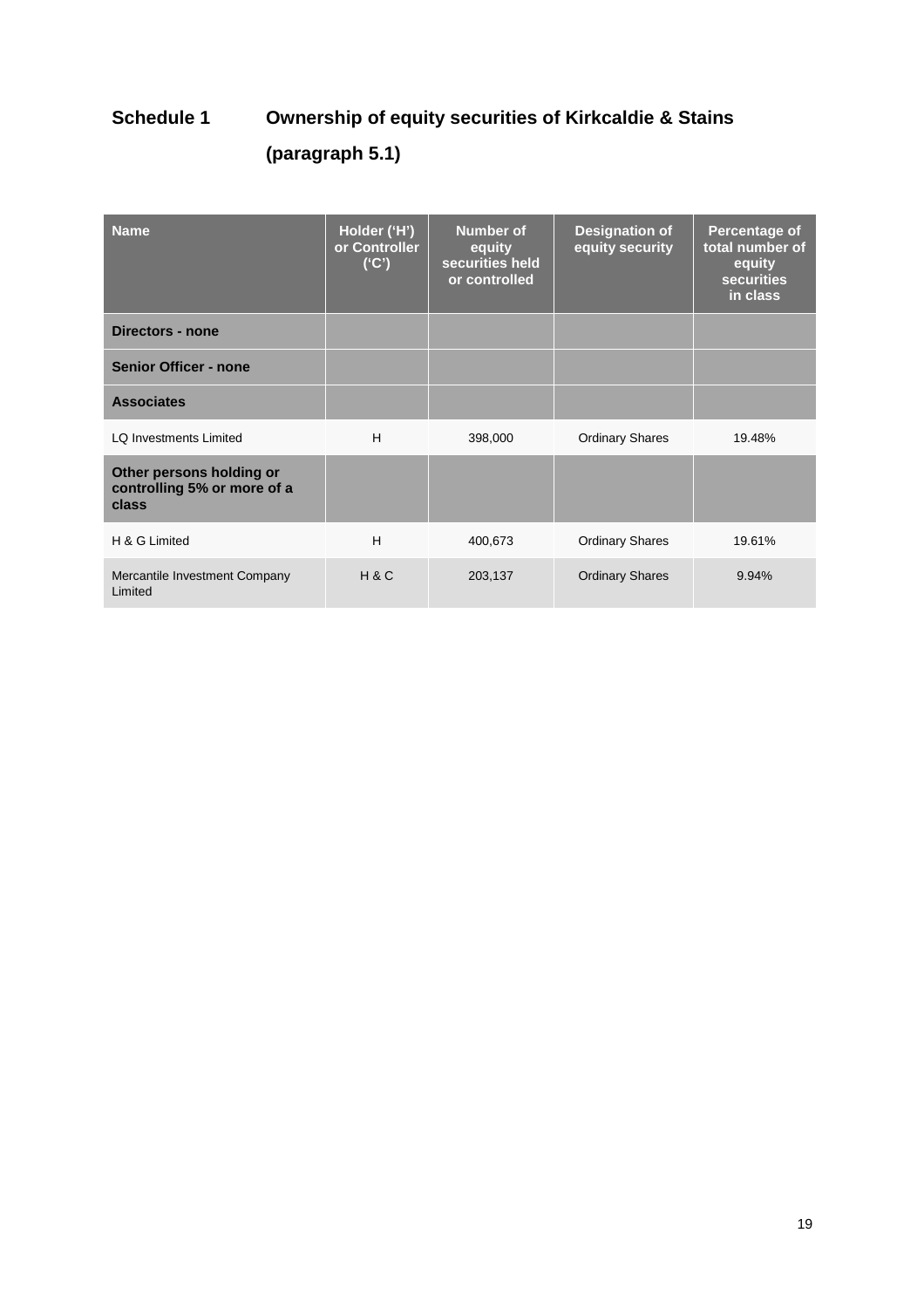## Schedule 1 Ownership of equity securities of Kirkcaldie & Stains

## (paragraph 5.1)

| Name | Holder ('H') or Controller ('C') | Number of equity securities held or controlled | Designation of equity security | Percentage of total number of equity securities in class |
|---|---|---|---|---|
| **Directors - none** | | | | |
| **Senior Officer - none** | | | | |
| **Associates** | | | | |
| LQ Investments Limited | H | 398,000 | Ordinary Shares | 19.48% |
| **Other persons holding or controlling 5% or more of a class** | | | | |
| H & G Limited | H | 400,673 | Ordinary Shares | 19.61% |
| Mercantile Investment Company Limited | H & C | 203,137 | Ordinary Shares | 9.94% |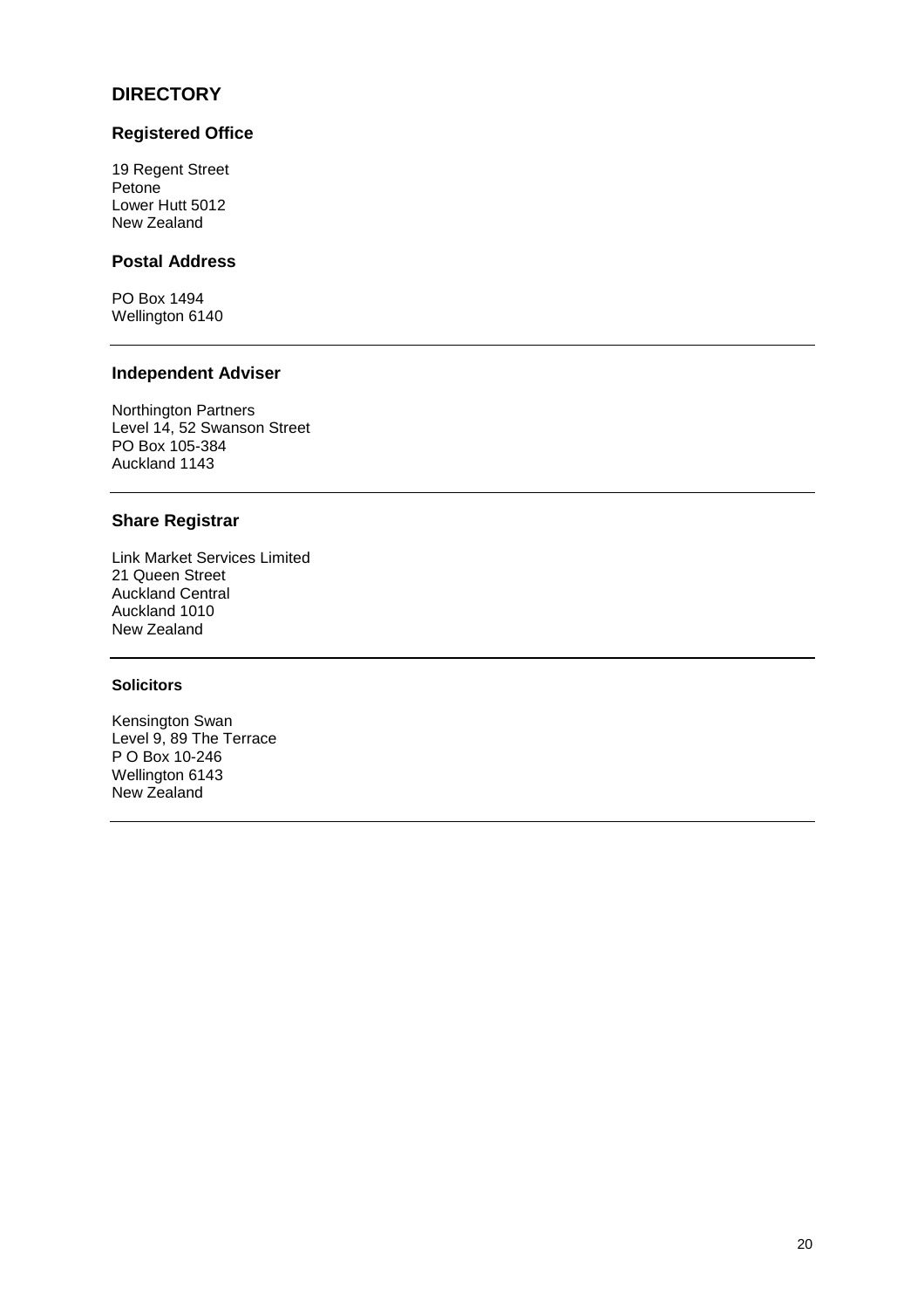## DIRECTORY

### Registered Office

19 Regent Street
Petone
Lower Hutt 5012
New Zealand

### Postal Address

PO Box 1494
Wellington 6140

---

### Independent Adviser

Northington Partners
Level 14, 52 Swanson Street
PO Box 105-384
Auckland 1143

---

### Share Registrar

Link Market Services Limited
21 Queen Street
Auckland Central
Auckland 1010
New Zealand

---

#### Solicitors

Kensington Swan
Level 9, 89 The Terrace
P O Box 10-246
Wellington 6143
New Zealand

---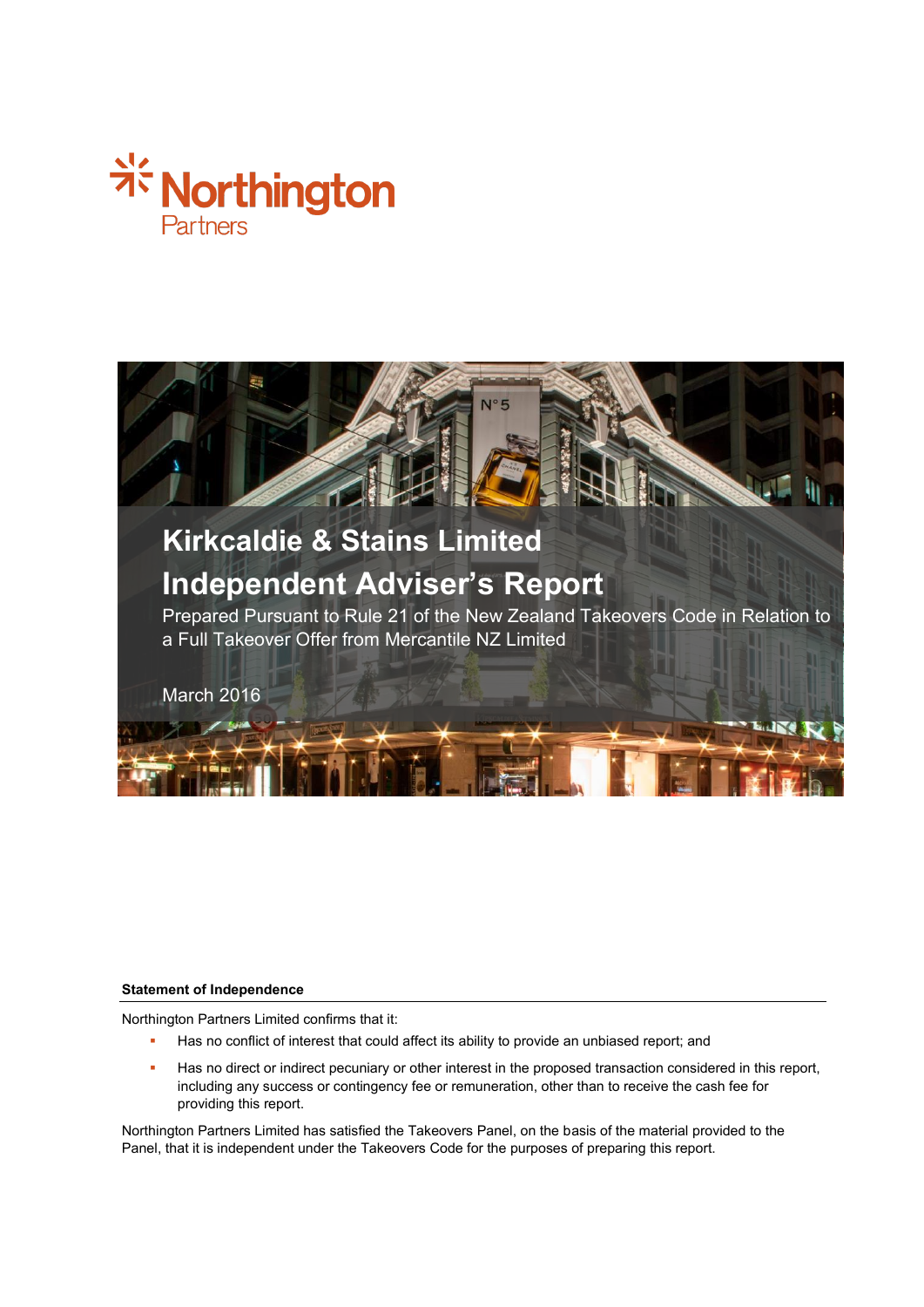Northington Partners

# Kirkcaldie & Stains Limited

## Independent Adviser's Report

Prepared Pursuant to Rule 21 of the New Zealand Takeovers Code in Relation to a Full Takeover Offer from Mercantile NZ Limited

March 2016

**Statement of Independence**

Northington Partners Limited confirms that it:

- Has no conflict of interest that could affect its ability to provide an unbiased report; and
- Has no direct or indirect pecuniary or other interest in the proposed transaction considered in this report, including any success or contingency fee or remuneration, other than to receive the cash fee for providing this report.

Northington Partners Limited has satisfied the Takeovers Panel, on the basis of the material provided to the Panel, that it is independent under the Takeovers Code for the purposes of preparing this report.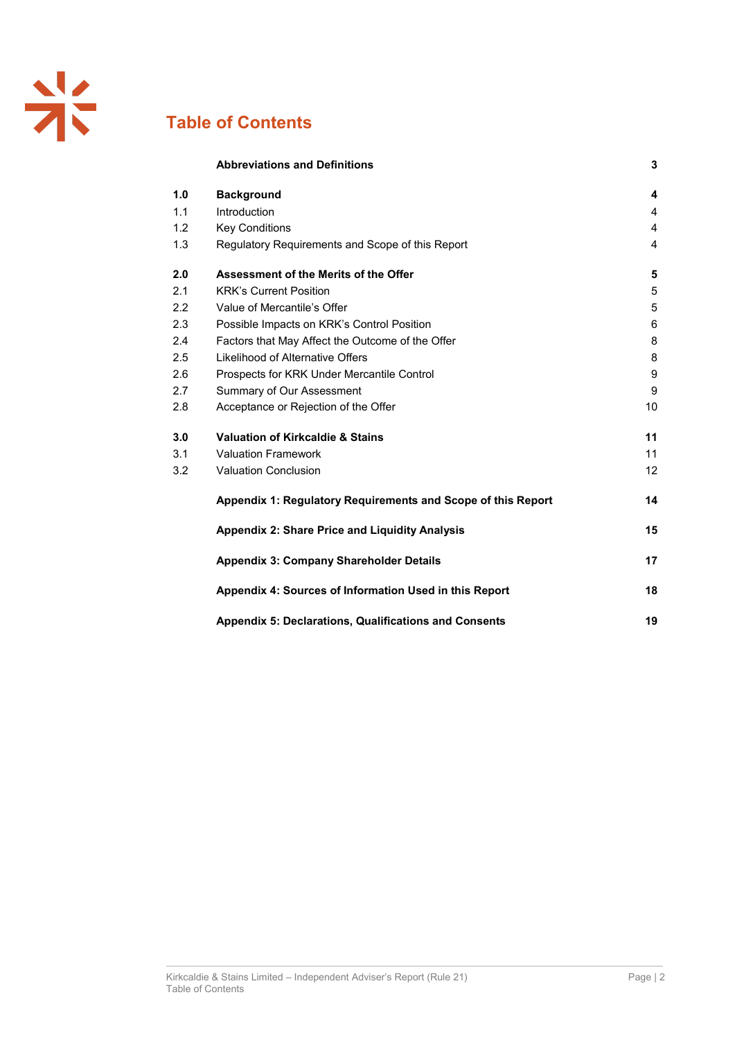# Table of Contents

| | | |
|---|---|---|
| | **Abbreviations and Definitions** | **3** |
| **1.0** | **Background** | **4** |
| 1.1 | Introduction | 4 |
| 1.2 | Key Conditions | 4 |
| 1.3 | Regulatory Requirements and Scope of this Report | 4 |
| **2.0** | **Assessment of the Merits of the Offer** | **5** |
| 2.1 | KRK's Current Position | 5 |
| 2.2 | Value of Mercantile's Offer | 5 |
| 2.3 | Possible Impacts on KRK's Control Position | 6 |
| 2.4 | Factors that May Affect the Outcome of the Offer | 8 |
| 2.5 | Likelihood of Alternative Offers | 8 |
| 2.6 | Prospects for KRK Under Mercantile Control | 9 |
| 2.7 | Summary of Our Assessment | 9 |
| 2.8 | Acceptance or Rejection of the Offer | 10 |
| **3.0** | **Valuation of Kirkcaldie & Stains** | **11** |
| 3.1 | Valuation Framework | 11 |
| 3.2 | Valuation Conclusion | 12 |
| | **Appendix 1: Regulatory Requirements and Scope of this Report** | **14** |
| | **Appendix 2: Share Price and Liquidity Analysis** | **15** |
| | **Appendix 3: Company Shareholder Details** | **17** |
| | **Appendix 4: Sources of Information Used in this Report** | **18** |
| | **Appendix 5: Declarations, Qualifications and Consents** | **19** |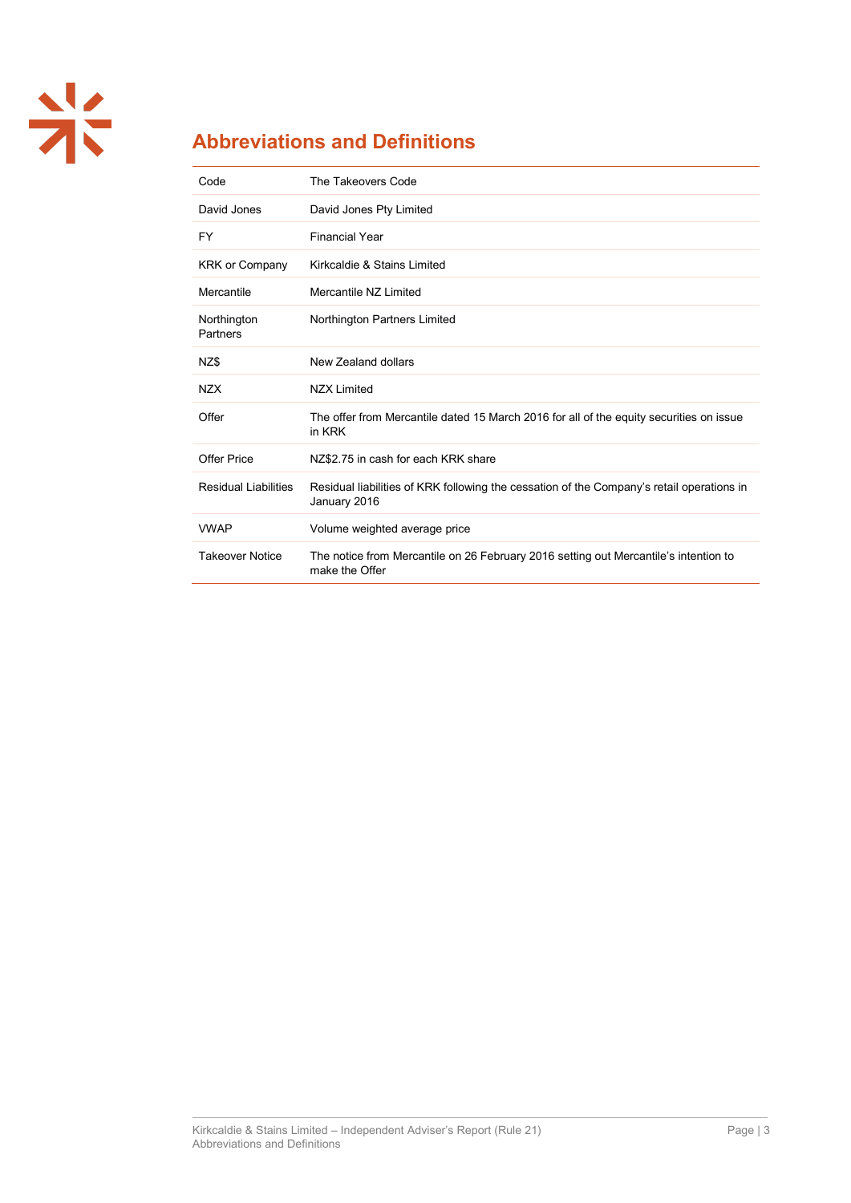## Abbreviations and Definitions

| | |
|---|---|
| Code | The Takeovers Code |
| David Jones | David Jones Pty Limited |
| FY | Financial Year |
| KRK or Company | Kirkcaldie & Stains Limited |
| Mercantile | Mercantile NZ Limited |
| Northington Partners | Northington Partners Limited |
| NZ$ | New Zealand dollars |
| NZX | NZX Limited |
| Offer | The offer from Mercantile dated 15 March 2016 for all of the equity securities on issue in KRK |
| Offer Price | NZ$2.75 in cash for each KRK share |
| Residual Liabilities | Residual liabilities of KRK following the cessation of the Company's retail operations in January 2016 |
| VWAP | Volume weighted average price |
| Takeover Notice | The notice from Mercantile on 26 February 2016 setting out Mercantile's intention to make the Offer |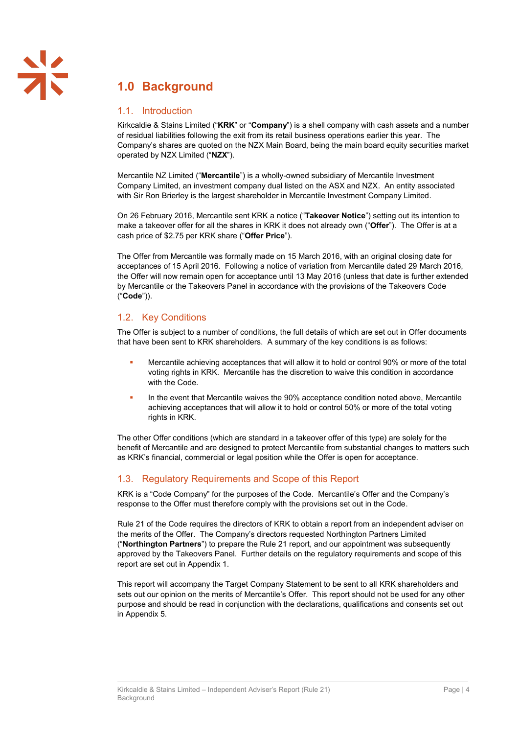# 1.0 Background

## 1.1. Introduction

Kirkcaldie & Stains Limited ("**KRK**" or "**Company**") is a shell company with cash assets and a number of residual liabilities following the exit from its retail business operations earlier this year. The Company's shares are quoted on the NZX Main Board, being the main board equity securities market operated by NZX Limited ("**NZX**").

Mercantile NZ Limited ("**Mercantile**") is a wholly-owned subsidiary of Mercantile Investment Company Limited, an investment company dual listed on the ASX and NZX. An entity associated with Sir Ron Brierley is the largest shareholder in Mercantile Investment Company Limited.

On 26 February 2016, Mercantile sent KRK a notice ("**Takeover Notice**") setting out its intention to make a takeover offer for all the shares in KRK it does not already own ("**Offer**"). The Offer is at a cash price of $2.75 per KRK share ("**Offer Price**").

The Offer from Mercantile was formally made on 15 March 2016, with an original closing date for acceptances of 15 April 2016. Following a notice of variation from Mercantile dated 29 March 2016, the Offer will now remain open for acceptance until 13 May 2016 (unless that date is further extended by Mercantile or the Takeovers Panel in accordance with the provisions of the Takeovers Code ("**Code**")).

## 1.2. Key Conditions

The Offer is subject to a number of conditions, the full details of which are set out in Offer documents that have been sent to KRK shareholders. A summary of the key conditions is as follows:

- Mercantile achieving acceptances that will allow it to hold or control 90% or more of the total voting rights in KRK. Mercantile has the discretion to waive this condition in accordance with the Code.
- In the event that Mercantile waives the 90% acceptance condition noted above, Mercantile achieving acceptances that will allow it to hold or control 50% or more of the total voting rights in KRK.

The other Offer conditions (which are standard in a takeover offer of this type) are solely for the benefit of Mercantile and are designed to protect Mercantile from substantial changes to matters such as KRK's financial, commercial or legal position while the Offer is open for acceptance.

## 1.3. Regulatory Requirements and Scope of this Report

KRK is a "Code Company" for the purposes of the Code. Mercantile's Offer and the Company's response to the Offer must therefore comply with the provisions set out in the Code.

Rule 21 of the Code requires the directors of KRK to obtain a report from an independent adviser on the merits of the Offer. The Company's directors requested Northington Partners Limited ("**Northington Partners**") to prepare the Rule 21 report, and our appointment was subsequently approved by the Takeovers Panel. Further details on the regulatory requirements and scope of this report are set out in Appendix 1.

This report will accompany the Target Company Statement to be sent to all KRK shareholders and sets out our opinion on the merits of Mercantile's Offer. This report should not be used for any other purpose and should be read in conjunction with the declarations, qualifications and consents set out in Appendix 5.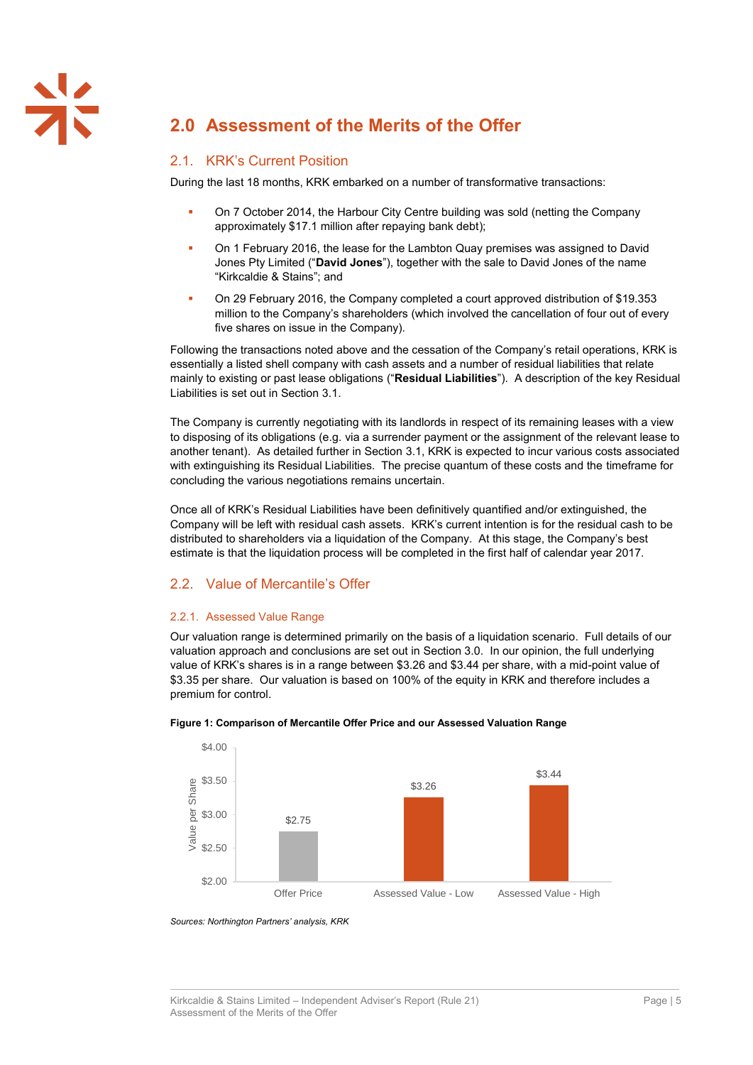# 2.0 Assessment of the Merits of the Offer

## 2.1. KRK's Current Position

During the last 18 months, KRK embarked on a number of transformative transactions:

- On 7 October 2014, the Harbour City Centre building was sold (netting the Company approximately $17.1 million after repaying bank debt);
- On 1 February 2016, the lease for the Lambton Quay premises was assigned to David Jones Pty Limited ("**David Jones**"), together with the sale to David Jones of the name "Kirkcaldie & Stains"; and
- On 29 February 2016, the Company completed a court approved distribution of $19.353 million to the Company's shareholders (which involved the cancellation of four out of every five shares on issue in the Company).

Following the transactions noted above and the cessation of the Company's retail operations, KRK is essentially a listed shell company with cash assets and a number of residual liabilities that relate mainly to existing or past lease obligations ("**Residual Liabilities**"). A description of the key Residual Liabilities is set out in Section 3.1.

The Company is currently negotiating with its landlords in respect of its remaining leases with a view to disposing of its obligations (e.g. via a surrender payment or the assignment of the relevant lease to another tenant). As detailed further in Section 3.1, KRK is expected to incur various costs associated with extinguishing its Residual Liabilities. The precise quantum of these costs and the timeframe for concluding the various negotiations remains uncertain.

Once all of KRK's Residual Liabilities have been definitively quantified and/or extinguished, the Company will be left with residual cash assets. KRK's current intention is for the residual cash to be distributed to shareholders via a liquidation of the Company. At this stage, the Company's best estimate is that the liquidation process will be completed in the first half of calendar year 2017.

## 2.2. Value of Mercantile's Offer

### 2.2.1. Assessed Value Range

Our valuation range is determined primarily on the basis of a liquidation scenario. Full details of our valuation approach and conclusions are set out in Section 3.0. In our opinion, the full underlying value of KRK's shares is in a range between $3.26 and $3.44 per share, with a mid-point value of $3.35 per share. Our valuation is based on 100% of the equity in KRK and therefore includes a premium for control.

**Figure 1: Comparison of Mercantile Offer Price and our Assessed Valuation Range**

| | Value per Share |
|---|---|
| Offer Price | $2.75 |
| Assessed Value - Low | $3.26 |
| Assessed Value - High | $3.44 |

*Sources: Northington Partners' analysis, KRK*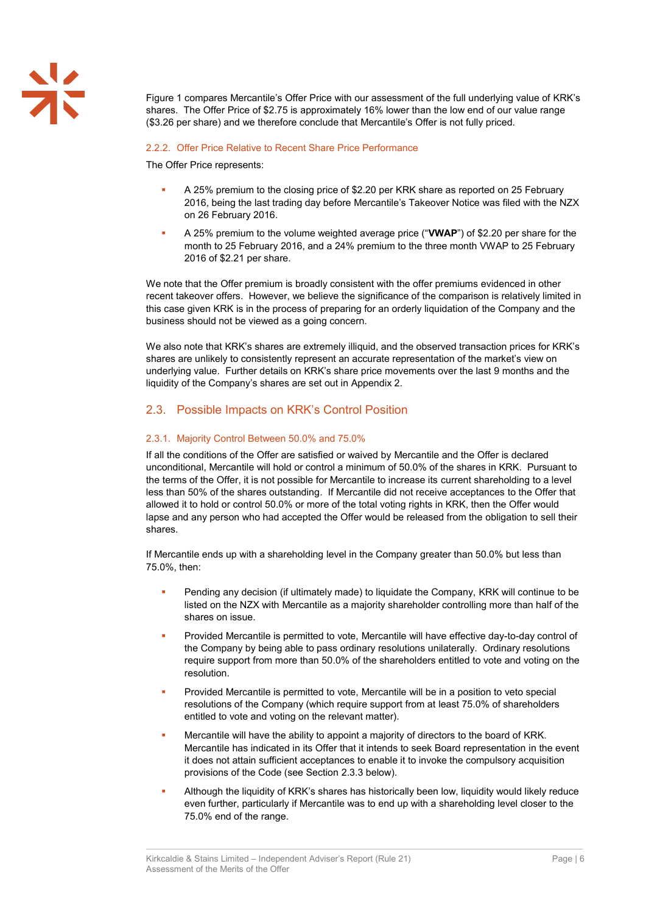Figure 1 compares Mercantile's Offer Price with our assessment of the full underlying value of KRK's shares. The Offer Price of $2.75 is approximately 16% lower than the low end of our value range ($3.26 per share) and we therefore conclude that Mercantile's Offer is not fully priced.

#### 2.2.2. Offer Price Relative to Recent Share Price Performance

The Offer Price represents:

- A 25% premium to the closing price of $2.20 per KRK share as reported on 25 February 2016, being the last trading day before Mercantile's Takeover Notice was filed with the NZX on 26 February 2016.
- A 25% premium to the volume weighted average price ("**VWAP**") of $2.20 per share for the month to 25 February 2016, and a 24% premium to the three month VWAP to 25 February 2016 of $2.21 per share.

We note that the Offer premium is broadly consistent with the offer premiums evidenced in other recent takeover offers. However, we believe the significance of the comparison is relatively limited in this case given KRK is in the process of preparing for an orderly liquidation of the Company and the business should not be viewed as a going concern.

We also note that KRK's shares are extremely illiquid, and the observed transaction prices for KRK's shares are unlikely to consistently represent an accurate representation of the market's view on underlying value. Further details on KRK's share price movements over the last 9 months and the liquidity of the Company's shares are set out in Appendix 2.

## 2.3. Possible Impacts on KRK's Control Position

#### 2.3.1. Majority Control Between 50.0% and 75.0%

If all the conditions of the Offer are satisfied or waived by Mercantile and the Offer is declared unconditional, Mercantile will hold or control a minimum of 50.0% of the shares in KRK. Pursuant to the terms of the Offer, it is not possible for Mercantile to increase its current shareholding to a level less than 50% of the shares outstanding. If Mercantile did not receive acceptances to the Offer that allowed it to hold or control 50.0% or more of the total voting rights in KRK, then the Offer would lapse and any person who had accepted the Offer would be released from the obligation to sell their shares.

If Mercantile ends up with a shareholding level in the Company greater than 50.0% but less than 75.0%, then:

- Pending any decision (if ultimately made) to liquidate the Company, KRK will continue to be listed on the NZX with Mercantile as a majority shareholder controlling more than half of the shares on issue.
- Provided Mercantile is permitted to vote, Mercantile will have effective day-to-day control of the Company by being able to pass ordinary resolutions unilaterally. Ordinary resolutions require support from more than 50.0% of the shareholders entitled to vote and voting on the resolution.
- Provided Mercantile is permitted to vote, Mercantile will be in a position to veto special resolutions of the Company (which require support from at least 75.0% of shareholders entitled to vote and voting on the relevant matter).
- Mercantile will have the ability to appoint a majority of directors to the board of KRK. Mercantile has indicated in its Offer that it intends to seek Board representation in the event it does not attain sufficient acceptances to enable it to invoke the compulsory acquisition provisions of the Code (see Section 2.3.3 below).
- Although the liquidity of KRK's shares has historically been low, liquidity would likely reduce even further, particularly if Mercantile was to end up with a shareholding level closer to the 75.0% end of the range.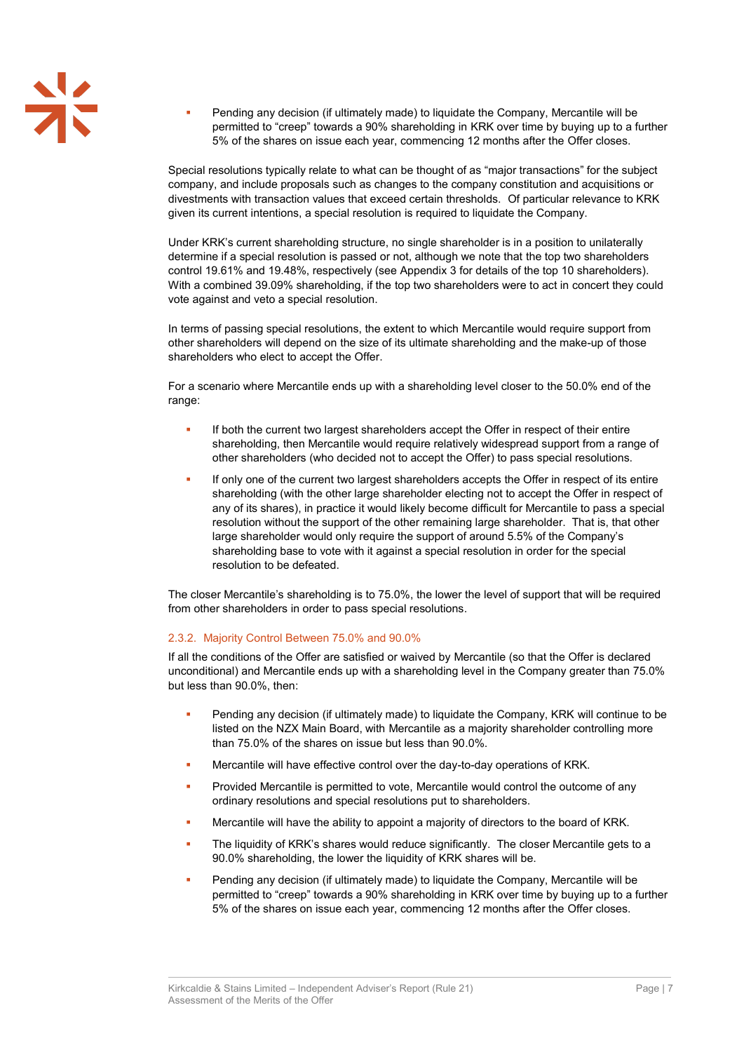- Pending any decision (if ultimately made) to liquidate the Company, Mercantile will be permitted to "creep" towards a 90% shareholding in KRK over time by buying up to a further 5% of the shares on issue each year, commencing 12 months after the Offer closes.

Special resolutions typically relate to what can be thought of as "major transactions" for the subject company, and include proposals such as changes to the company constitution and acquisitions or divestments with transaction values that exceed certain thresholds. Of particular relevance to KRK given its current intentions, a special resolution is required to liquidate the Company.

Under KRK's current shareholding structure, no single shareholder is in a position to unilaterally determine if a special resolution is passed or not, although we note that the top two shareholders control 19.61% and 19.48%, respectively (see Appendix 3 for details of the top 10 shareholders). With a combined 39.09% shareholding, if the top two shareholders were to act in concert they could vote against and veto a special resolution.

In terms of passing special resolutions, the extent to which Mercantile would require support from other shareholders will depend on the size of its ultimate shareholding and the make-up of those shareholders who elect to accept the Offer.

For a scenario where Mercantile ends up with a shareholding level closer to the 50.0% end of the range:

- If both the current two largest shareholders accept the Offer in respect of their entire shareholding, then Mercantile would require relatively widespread support from a range of other shareholders (who decided not to accept the Offer) to pass special resolutions.
- If only one of the current two largest shareholders accepts the Offer in respect of its entire shareholding (with the other large shareholder electing not to accept the Offer in respect of any of its shares), in practice it would likely become difficult for Mercantile to pass a special resolution without the support of the other remaining large shareholder. That is, that other large shareholder would only require the support of around 5.5% of the Company's shareholding base to vote with it against a special resolution in order for the special resolution to be defeated.

The closer Mercantile's shareholding is to 75.0%, the lower the level of support that will be required from other shareholders in order to pass special resolutions.

#### 2.3.2. Majority Control Between 75.0% and 90.0%

If all the conditions of the Offer are satisfied or waived by Mercantile (so that the Offer is declared unconditional) and Mercantile ends up with a shareholding level in the Company greater than 75.0% but less than 90.0%, then:

- Pending any decision (if ultimately made) to liquidate the Company, KRK will continue to be listed on the NZX Main Board, with Mercantile as a majority shareholder controlling more than 75.0% of the shares on issue but less than 90.0%.
- Mercantile will have effective control over the day-to-day operations of KRK.
- Provided Mercantile is permitted to vote, Mercantile would control the outcome of any ordinary resolutions and special resolutions put to shareholders.
- Mercantile will have the ability to appoint a majority of directors to the board of KRK.
- The liquidity of KRK's shares would reduce significantly. The closer Mercantile gets to a 90.0% shareholding, the lower the liquidity of KRK shares will be.
- Pending any decision (if ultimately made) to liquidate the Company, Mercantile will be permitted to "creep" towards a 90% shareholding in KRK over time by buying up to a further 5% of the shares on issue each year, commencing 12 months after the Offer closes.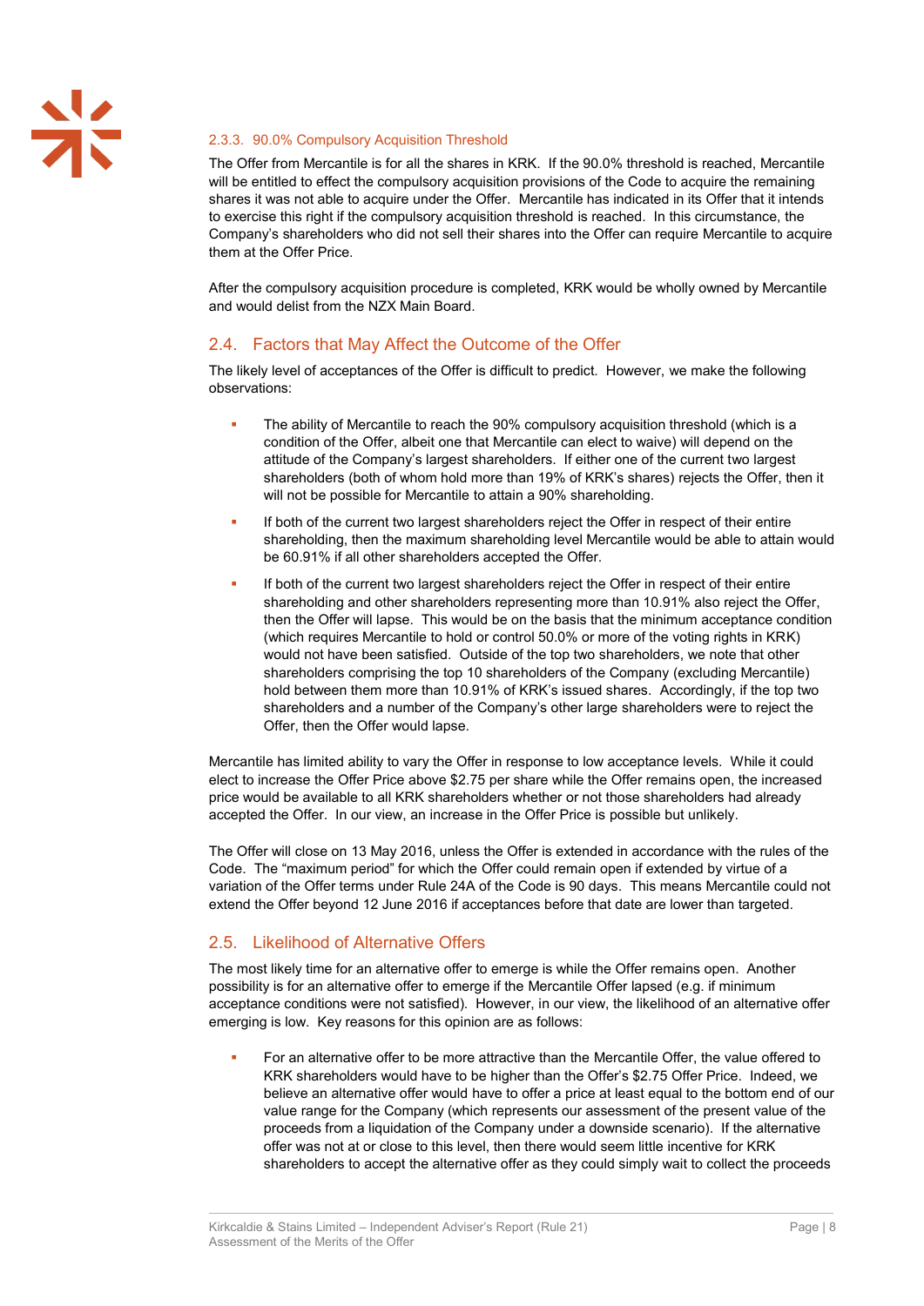#### 2.3.3. 90.0% Compulsory Acquisition Threshold

The Offer from Mercantile is for all the shares in KRK. If the 90.0% threshold is reached, Mercantile will be entitled to effect the compulsory acquisition provisions of the Code to acquire the remaining shares it was not able to acquire under the Offer. Mercantile has indicated in its Offer that it intends to exercise this right if the compulsory acquisition threshold is reached. In this circumstance, the Company's shareholders who did not sell their shares into the Offer can require Mercantile to acquire them at the Offer Price.

After the compulsory acquisition procedure is completed, KRK would be wholly owned by Mercantile and would delist from the NZX Main Board.

## 2.4. Factors that May Affect the Outcome of the Offer

The likely level of acceptances of the Offer is difficult to predict. However, we make the following observations:

- The ability of Mercantile to reach the 90% compulsory acquisition threshold (which is a condition of the Offer, albeit one that Mercantile can elect to waive) will depend on the attitude of the Company's largest shareholders. If either one of the current two largest shareholders (both of whom hold more than 19% of KRK's shares) rejects the Offer, then it will not be possible for Mercantile to attain a 90% shareholding.
- If both of the current two largest shareholders reject the Offer in respect of their entire shareholding, then the maximum shareholding level Mercantile would be able to attain would be 60.91% if all other shareholders accepted the Offer.
- If both of the current two largest shareholders reject the Offer in respect of their entire shareholding and other shareholders representing more than 10.91% also reject the Offer, then the Offer will lapse. This would be on the basis that the minimum acceptance condition (which requires Mercantile to hold or control 50.0% or more of the voting rights in KRK) would not have been satisfied. Outside of the top two shareholders, we note that other shareholders comprising the top 10 shareholders of the Company (excluding Mercantile) hold between them more than 10.91% of KRK's issued shares. Accordingly, if the top two shareholders and a number of the Company's other large shareholders were to reject the Offer, then the Offer would lapse.

Mercantile has limited ability to vary the Offer in response to low acceptance levels. While it could elect to increase the Offer Price above $2.75 per share while the Offer remains open, the increased price would be available to all KRK shareholders whether or not those shareholders had already accepted the Offer. In our view, an increase in the Offer Price is possible but unlikely.

The Offer will close on 13 May 2016, unless the Offer is extended in accordance with the rules of the Code. The "maximum period" for which the Offer could remain open if extended by virtue of a variation of the Offer terms under Rule 24A of the Code is 90 days. This means Mercantile could not extend the Offer beyond 12 June 2016 if acceptances before that date are lower than targeted.

## 2.5. Likelihood of Alternative Offers

The most likely time for an alternative offer to emerge is while the Offer remains open. Another possibility is for an alternative offer to emerge if the Mercantile Offer lapsed (e.g. if minimum acceptance conditions were not satisfied). However, in our view, the likelihood of an alternative offer emerging is low. Key reasons for this opinion are as follows:

- For an alternative offer to be more attractive than the Mercantile Offer, the value offered to KRK shareholders would have to be higher than the Offer's $2.75 Offer Price. Indeed, we believe an alternative offer would have to offer a price at least equal to the bottom end of our value range for the Company (which represents our assessment of the present value of the proceeds from a liquidation of the Company under a downside scenario). If the alternative offer was not at or close to this level, then there would seem little incentive for KRK shareholders to accept the alternative offer as they could simply wait to collect the proceeds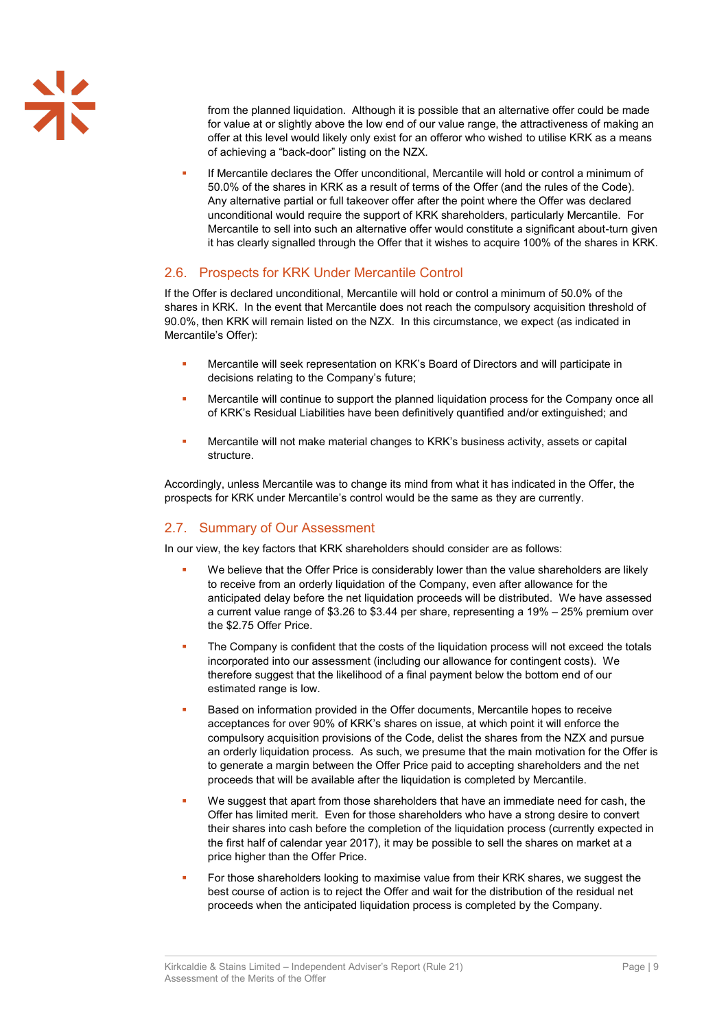from the planned liquidation. Although it is possible that an alternative offer could be made for value at or slightly above the low end of our value range, the attractiveness of making an offer at this level would likely only exist for an offeror who wished to utilise KRK as a means of achieving a "back-door" listing on the NZX.

- If Mercantile declares the Offer unconditional, Mercantile will hold or control a minimum of 50.0% of the shares in KRK as a result of terms of the Offer (and the rules of the Code). Any alternative partial or full takeover offer after the point where the Offer was declared unconditional would require the support of KRK shareholders, particularly Mercantile. For Mercantile to sell into such an alternative offer would constitute a significant about-turn given it has clearly signalled through the Offer that it wishes to acquire 100% of the shares in KRK.

## 2.6. Prospects for KRK Under Mercantile Control

If the Offer is declared unconditional, Mercantile will hold or control a minimum of 50.0% of the shares in KRK. In the event that Mercantile does not reach the compulsory acquisition threshold of 90.0%, then KRK will remain listed on the NZX. In this circumstance, we expect (as indicated in Mercantile's Offer):

- Mercantile will seek representation on KRK's Board of Directors and will participate in decisions relating to the Company's future;
- Mercantile will continue to support the planned liquidation process for the Company once all of KRK's Residual Liabilities have been definitively quantified and/or extinguished; and
- Mercantile will not make material changes to KRK's business activity, assets or capital structure.

Accordingly, unless Mercantile was to change its mind from what it has indicated in the Offer, the prospects for KRK under Mercantile's control would be the same as they are currently.

## 2.7. Summary of Our Assessment

In our view, the key factors that KRK shareholders should consider are as follows:

- We believe that the Offer Price is considerably lower than the value shareholders are likely to receive from an orderly liquidation of the Company, even after allowance for the anticipated delay before the net liquidation proceeds will be distributed. We have assessed a current value range of $3.26 to $3.44 per share, representing a 19% – 25% premium over the $2.75 Offer Price.
- The Company is confident that the costs of the liquidation process will not exceed the totals incorporated into our assessment (including our allowance for contingent costs). We therefore suggest that the likelihood of a final payment below the bottom end of our estimated range is low.
- Based on information provided in the Offer documents, Mercantile hopes to receive acceptances for over 90% of KRK's shares on issue, at which point it will enforce the compulsory acquisition provisions of the Code, delist the shares from the NZX and pursue an orderly liquidation process. As such, we presume that the main motivation for the Offer is to generate a margin between the Offer Price paid to accepting shareholders and the net proceeds that will be available after the liquidation is completed by Mercantile.
- We suggest that apart from those shareholders that have an immediate need for cash, the Offer has limited merit. Even for those shareholders who have a strong desire to convert their shares into cash before the completion of the liquidation process (currently expected in the first half of calendar year 2017), it may be possible to sell the shares on market at a price higher than the Offer Price.
- For those shareholders looking to maximise value from their KRK shares, we suggest the best course of action is to reject the Offer and wait for the distribution of the residual net proceeds when the anticipated liquidation process is completed by the Company.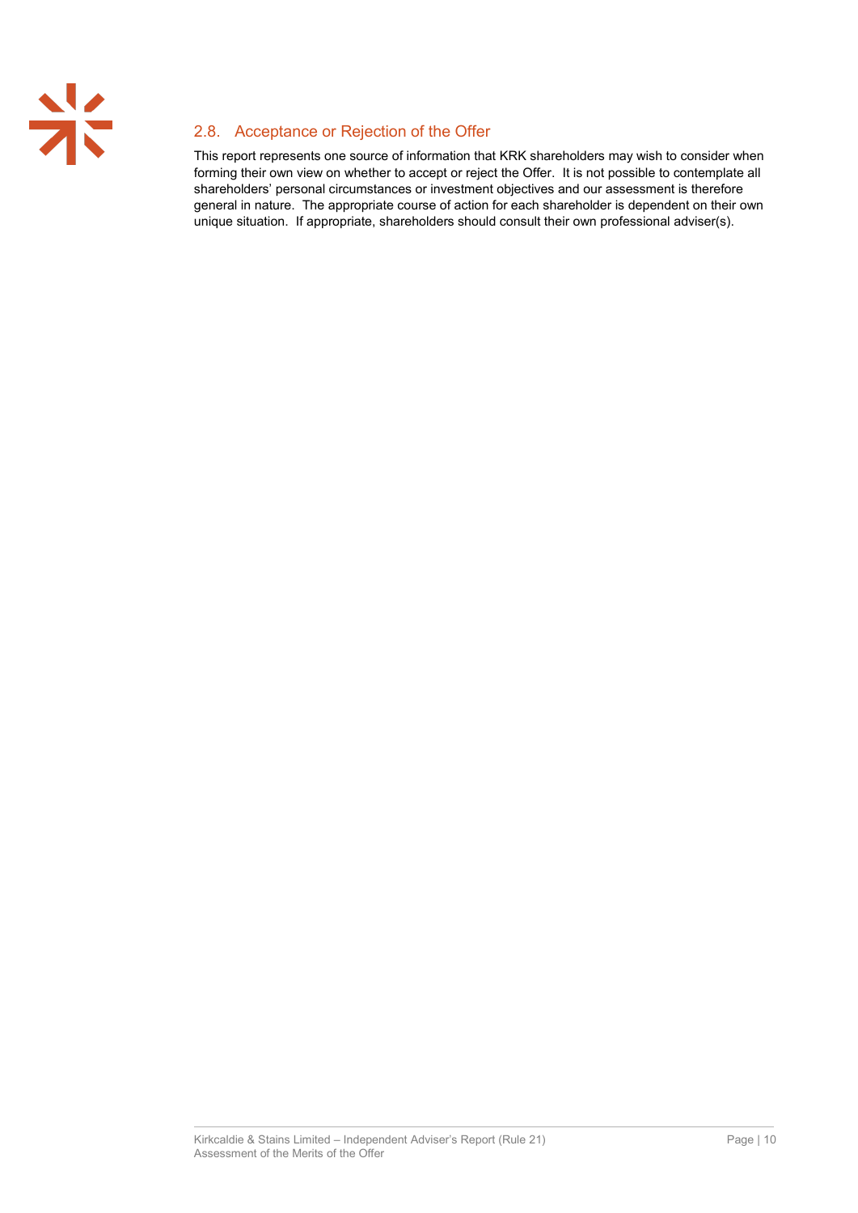## 2.8. Acceptance or Rejection of the Offer

This report represents one source of information that KRK shareholders may wish to consider when forming their own view on whether to accept or reject the Offer. It is not possible to contemplate all shareholders' personal circumstances or investment objectives and our assessment is therefore general in nature. The appropriate course of action for each shareholder is dependent on their own unique situation. If appropriate, shareholders should consult their own professional adviser(s).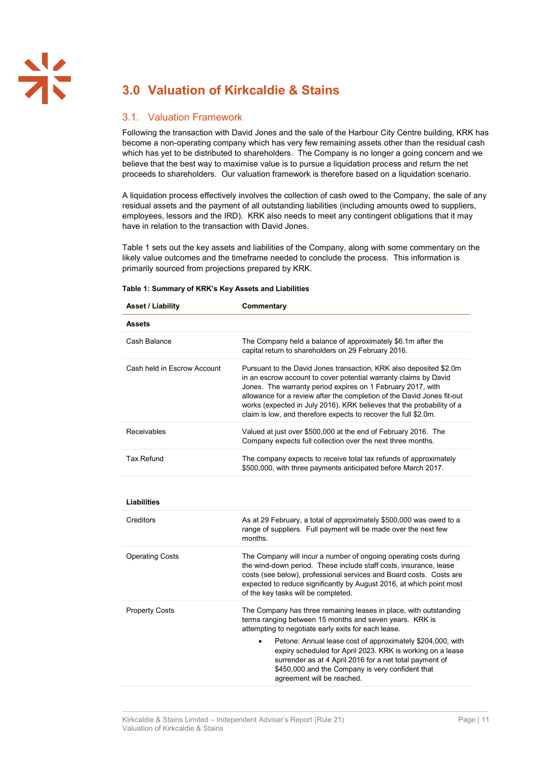# 3.0 Valuation of Kirkcaldie & Stains

## 3.1. Valuation Framework

Following the transaction with David Jones and the sale of the Harbour City Centre building, KRK has become a non-operating company which has very few remaining assets other than the residual cash which has yet to be distributed to shareholders. The Company is no longer a going concern and we believe that the best way to maximise value is to pursue a liquidation process and return the net proceeds to shareholders. Our valuation framework is therefore based on a liquidation scenario.

A liquidation process effectively involves the collection of cash owed to the Company, the sale of any residual assets and the payment of all outstanding liabilities (including amounts owed to suppliers, employees, lessors and the IRD). KRK also needs to meet any contingent obligations that it may have in relation to the transaction with David Jones.

Table 1 sets out the key assets and liabilities of the Company, along with some commentary on the likely value outcomes and the timeframe needed to conclude the process. This information is primarily sourced from projections prepared by KRK.

**Table 1: Summary of KRK's Key Assets and Liabilities**

| Asset / Liability | Commentary |
|---|---|
| **Assets** | |
| Cash Balance | The Company held a balance of approximately $6.1m after the capital return to shareholders on 29 February 2016. |
| Cash held in Escrow Account | Pursuant to the David Jones transaction, KRK also deposited $2.0m in an escrow account to cover potential warranty claims by David Jones. The warranty period expires on 1 February 2017, with allowance for a review after the completion of the David Jones fit-out works (expected in July 2016). KRK believes that the probability of a claim is low, and therefore expects to recover the full $2.0m. |
| Receivables | Valued at just over $500,000 at the end of February 2016. The Company expects full collection over the next three months. |
| Tax Refund | The company expects to receive total tax refunds of approximately $500,000, with three payments anticipated before March 2017. |
| **Liabilities** | |
| Creditors | As at 29 February, a total of approximately $500,000 was owed to a range of suppliers. Full payment will be made over the next few months. |
| Operating Costs | The Company will incur a number of ongoing operating costs during the wind-down period. These include staff costs, insurance, lease costs (see below), professional services and Board costs. Costs are expected to reduce significantly by August 2016, at which point most of the key tasks will be completed. |
| Property Costs | The Company has three remaining leases in place, with outstanding terms ranging between 15 months and seven years. KRK is attempting to negotiate early exits for each lease.<br>• Petone: Annual lease cost of approximately $204,000, with expiry scheduled for April 2023. KRK is working on a lease surrender as at 4 April 2016 for a net total payment of $450,000 and the Company is very confident that agreement will be reached. |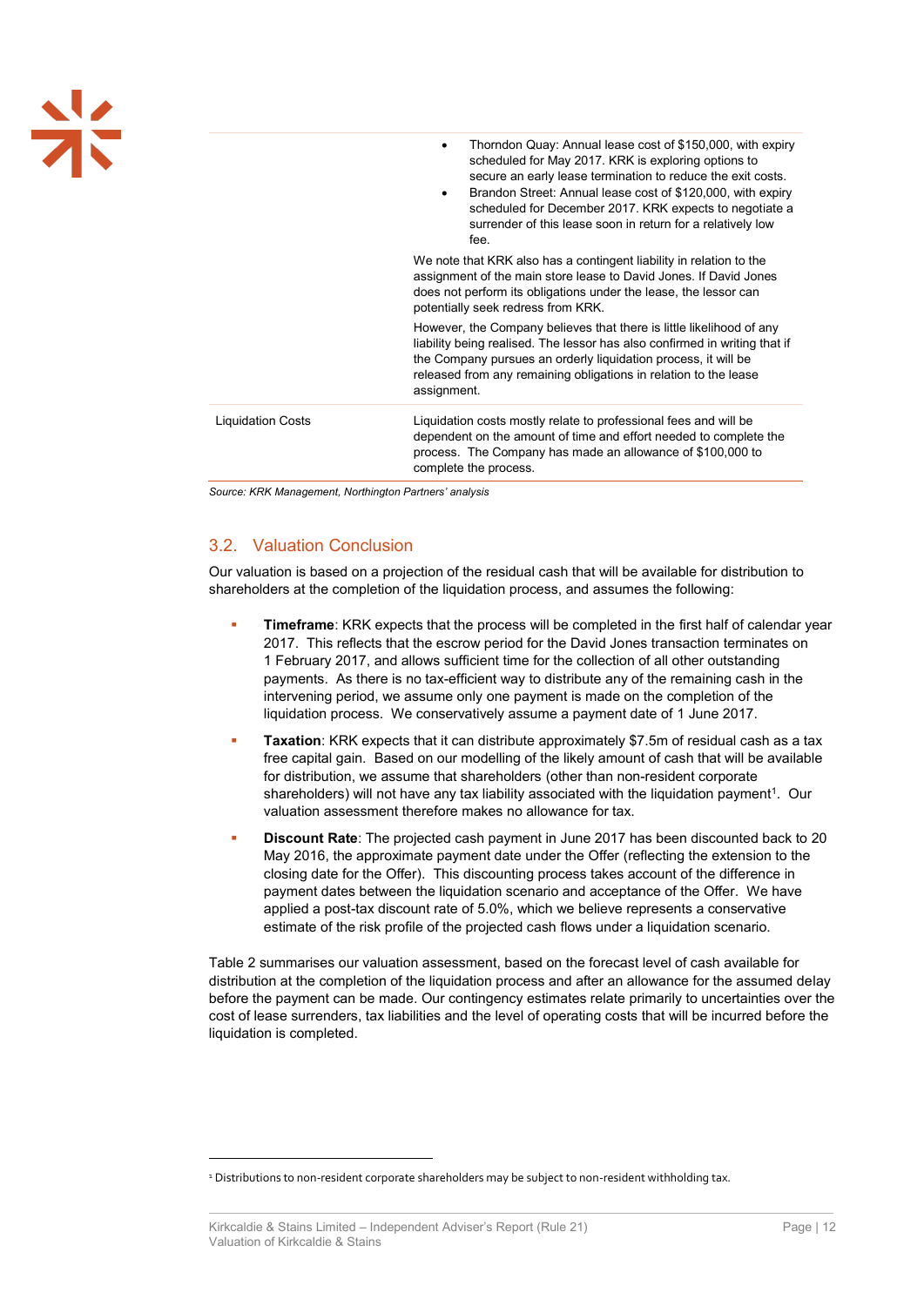| | |
|---|---|
| | • Thorndon Quay: Annual lease cost of $150,000, with expiry scheduled for May 2017. KRK is exploring options to secure an early lease termination to reduce the exit costs.<br>• Brandon Street: Annual lease cost of $120,000, with expiry scheduled for December 2017. KRK expects to negotiate a surrender of this lease soon in return for a relatively low fee.<br>We note that KRK also has a contingent liability in relation to the assignment of the main store lease to David Jones. If David Jones does not perform its obligations under the lease, the lessor can potentially seek redress from KRK.<br>However, the Company believes that there is little likelihood of any liability being realised. The lessor has also confirmed in writing that if the Company pursues an orderly liquidation process, it will be released from any remaining obligations in relation to the lease assignment. |
| Liquidation Costs | Liquidation costs mostly relate to professional fees and will be dependent on the amount of time and effort needed to complete the process. The Company has made an allowance of $100,000 to complete the process. |

*Source: KRK Management, Northington Partners' analysis*

## 3.2. Valuation Conclusion

Our valuation is based on a projection of the residual cash that will be available for distribution to shareholders at the completion of the liquidation process, and assumes the following:

- **Timeframe**: KRK expects that the process will be completed in the first half of calendar year 2017. This reflects that the escrow period for the David Jones transaction terminates on 1 February 2017, and allows sufficient time for the collection of all other outstanding payments. As there is no tax-efficient way to distribute any of the remaining cash in the intervening period, we assume only one payment is made on the completion of the liquidation process. We conservatively assume a payment date of 1 June 2017.
- **Taxation**: KRK expects that it can distribute approximately $7.5m of residual cash as a tax free capital gain. Based on our modelling of the likely amount of cash that will be available for distribution, we assume that shareholders (other than non-resident corporate shareholders) will not have any tax liability associated with the liquidation payment[1]. Our valuation assessment therefore makes no allowance for tax.
- **Discount Rate**: The projected cash payment in June 2017 has been discounted back to 20 May 2016, the approximate payment date under the Offer (reflecting the extension to the closing date for the Offer). This discounting process takes account of the difference in payment dates between the liquidation scenario and acceptance of the Offer. We have applied a post-tax discount rate of 5.0%, which we believe represents a conservative estimate of the risk profile of the projected cash flows under a liquidation scenario.

Table 2 summarises our valuation assessment, based on the forecast level of cash available for distribution at the completion of the liquidation process and after an allowance for the assumed delay before the payment can be made. Our contingency estimates relate primarily to uncertainties over the cost of lease surrenders, tax liabilities and the level of operating costs that will be incurred before the liquidation is completed.

[1] Distributions to non-resident corporate shareholders may be subject to non-resident withholding tax.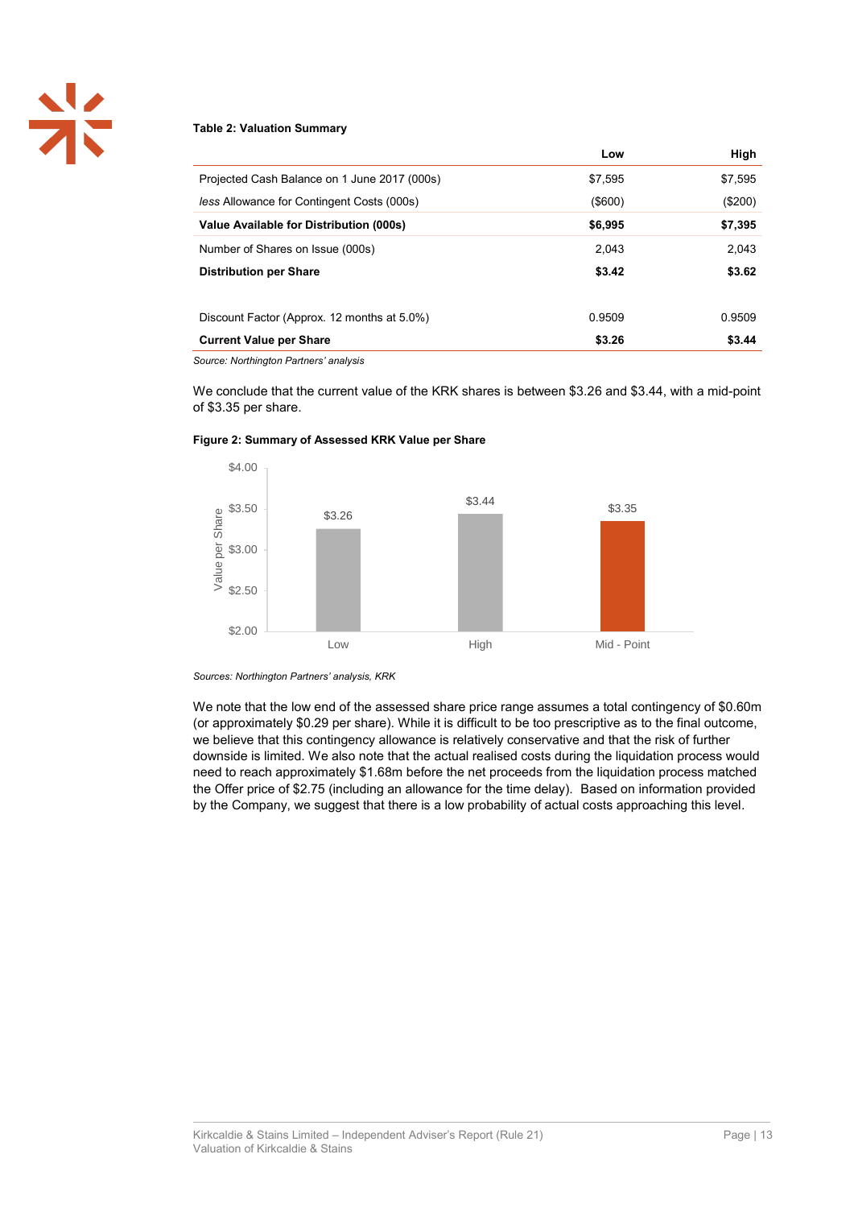**Table 2: Valuation Summary**

| | Low | High |
|---|---|---|
| Projected Cash Balance on 1 June 2017 (000s) | $7,595 | $7,595 |
| *less* Allowance for Contingent Costs (000s) | ($600) | ($200) |
| **Value Available for Distribution (000s)** | **$6,995** | **$7,395** |
| Number of Shares on Issue (000s) | 2,043 | 2,043 |
| **Distribution per Share** | **$3.42** | **$3.62** |
| | | |
| Discount Factor (Approx. 12 months at 5.0%) | 0.9509 | 0.9509 |
| **Current Value per Share** | **$3.26** | **$3.44** |

*Source: Northington Partners' analysis*

We conclude that the current value of the KRK shares is between $3.26 and $3.44, with a mid-point of $3.35 per share.

**Figure 2: Summary of Assessed KRK Value per Share**

| | Value per Share |
|---|---|
| Low | $3.26 |
| High | $3.44 |
| Mid - Point | $3.35 |

*Sources: Northington Partners' analysis, KRK*

We note that the low end of the assessed share price range assumes a total contingency of $0.60m (or approximately $0.29 per share). While it is difficult to be too prescriptive as to the final outcome, we believe that this contingency allowance is relatively conservative and that the risk of further downside is limited. We also note that the actual realised costs during the liquidation process would need to reach approximately $1.68m before the net proceeds from the liquidation process matched the Offer price of $2.75 (including an allowance for the time delay). Based on information provided by the Company, we suggest that there is a low probability of actual costs approaching this level.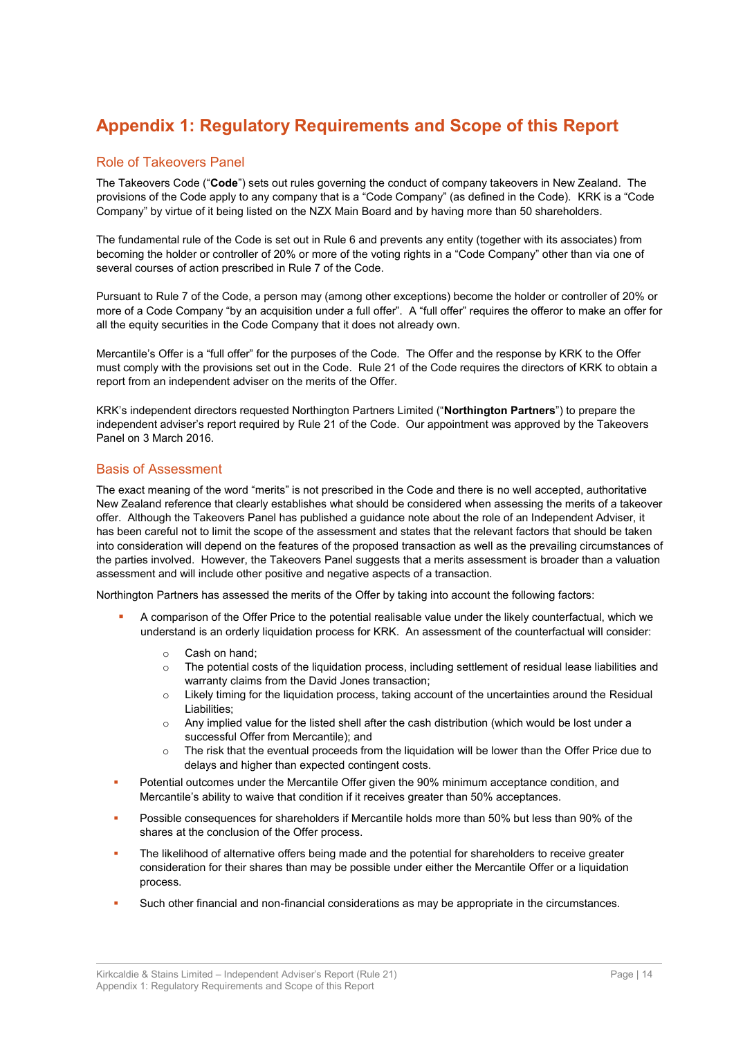# Appendix 1: Regulatory Requirements and Scope of this Report

## Role of Takeovers Panel

The Takeovers Code ("**Code**") sets out rules governing the conduct of company takeovers in New Zealand. The provisions of the Code apply to any company that is a "Code Company" (as defined in the Code). KRK is a "Code Company" by virtue of it being listed on the NZX Main Board and by having more than 50 shareholders.

The fundamental rule of the Code is set out in Rule 6 and prevents any entity (together with its associates) from becoming the holder or controller of 20% or more of the voting rights in a "Code Company" other than via one of several courses of action prescribed in Rule 7 of the Code.

Pursuant to Rule 7 of the Code, a person may (among other exceptions) become the holder or controller of 20% or more of a Code Company "by an acquisition under a full offer". A "full offer" requires the offeror to make an offer for all the equity securities in the Code Company that it does not already own.

Mercantile's Offer is a "full offer" for the purposes of the Code. The Offer and the response by KRK to the Offer must comply with the provisions set out in the Code. Rule 21 of the Code requires the directors of KRK to obtain a report from an independent adviser on the merits of the Offer.

KRK's independent directors requested Northington Partners Limited ("**Northington Partners**") to prepare the independent adviser's report required by Rule 21 of the Code. Our appointment was approved by the Takeovers Panel on 3 March 2016.

## Basis of Assessment

The exact meaning of the word "merits" is not prescribed in the Code and there is no well accepted, authoritative New Zealand reference that clearly establishes what should be considered when assessing the merits of a takeover offer. Although the Takeovers Panel has published a guidance note about the role of an Independent Adviser, it has been careful not to limit the scope of the assessment and states that the relevant factors that should be taken into consideration will depend on the features of the proposed transaction as well as the prevailing circumstances of the parties involved. However, the Takeovers Panel suggests that a merits assessment is broader than a valuation assessment and will include other positive and negative aspects of a transaction.

Northington Partners has assessed the merits of the Offer by taking into account the following factors:

- A comparison of the Offer Price to the potential realisable value under the likely counterfactual, which we understand is an orderly liquidation process for KRK. An assessment of the counterfactual will consider:
  - Cash on hand;
  - The potential costs of the liquidation process, including settlement of residual lease liabilities and warranty claims from the David Jones transaction;
  - Likely timing for the liquidation process, taking account of the uncertainties around the Residual Liabilities;
  - Any implied value for the listed shell after the cash distribution (which would be lost under a successful Offer from Mercantile); and
  - The risk that the eventual proceeds from the liquidation will be lower than the Offer Price due to delays and higher than expected contingent costs.
- Potential outcomes under the Mercantile Offer given the 90% minimum acceptance condition, and Mercantile's ability to waive that condition if it receives greater than 50% acceptances.
- Possible consequences for shareholders if Mercantile holds more than 50% but less than 90% of the shares at the conclusion of the Offer process.
- The likelihood of alternative offers being made and the potential for shareholders to receive greater consideration for their shares than may be possible under either the Mercantile Offer or a liquidation process.
- Such other financial and non-financial considerations as may be appropriate in the circumstances.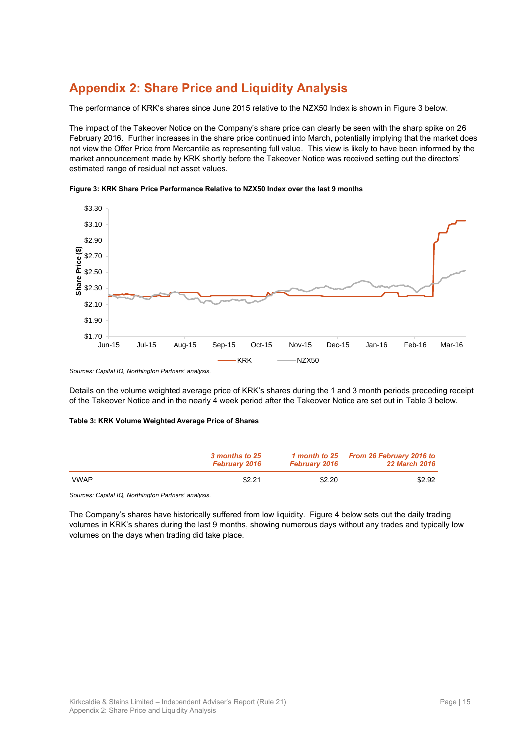# Appendix 2: Share Price and Liquidity Analysis

The performance of KRK's shares since June 2015 relative to the NZX50 Index is shown in Figure 3 below.

The impact of the Takeover Notice on the Company's share price can clearly be seen with the sharp spike on 26 February 2016. Further increases in the share price continued into March, potentially implying that the market does not view the Offer Price from Mercantile as representing full value. This view is likely to have been informed by the market announcement made by KRK shortly before the Takeover Notice was received setting out the directors' estimated range of residual net asset values.

**Figure 3: KRK Share Price Performance Relative to NZX50 Index over the last 9 months**

*Sources: Capital IQ, Northington Partners' analysis.*

Details on the volume weighted average price of KRK's shares during the 1 and 3 month periods preceding receipt of the Takeover Notice and in the nearly 4 week period after the Takeover Notice are set out in Table 3 below.

**Table 3: KRK Volume Weighted Average Price of Shares**

| | *3 months to 25 February 2016* | *1 month to 25 February 2016* | *From 26 February 2016 to 22 March 2016* |
|---|---|---|---|
| VWAP | $2.21 | $2.20 | $2.92 |

*Sources: Capital IQ, Northington Partners' analysis.*

The Company's shares have historically suffered from low liquidity. Figure 4 below sets out the daily trading volumes in KRK's shares during the last 9 months, showing numerous days without any trades and typically low volumes on the days when trading did take place.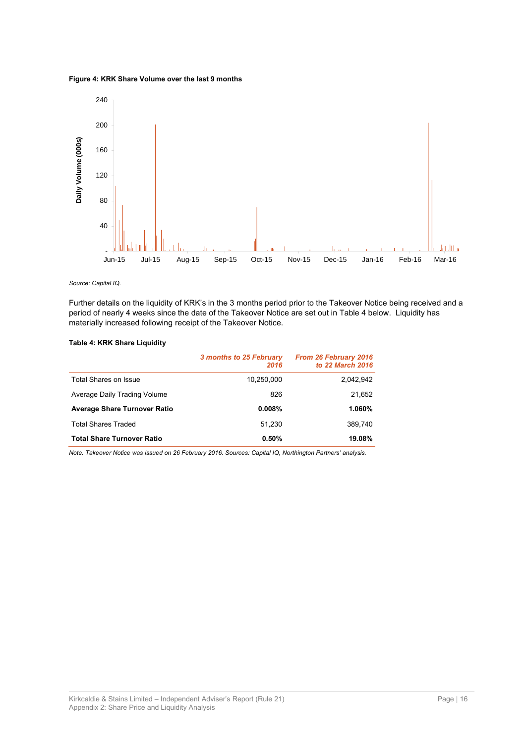**Figure 4: KRK Share Volume over the last 9 months**

*Source: Capital IQ.*

Further details on the liquidity of KRK's in the 3 months period prior to the Takeover Notice being received and a period of nearly 4 weeks since the date of the Takeover Notice are set out in Table 4 below. Liquidity has materially increased following receipt of the Takeover Notice.

**Table 4: KRK Share Liquidity**

| | *3 months to 25 February 2016* | *From 26 February 2016 to 22 March 2016* |
|---|---|---|
| Total Shares on Issue | 10,250,000 | 2,042,942 |
| Average Daily Trading Volume | 826 | 21,652 |
| **Average Share Turnover Ratio** | **0.008%** | **1.060%** |
| Total Shares Traded | 51,230 | 389,740 |
| **Total Share Turnover Ratio** | **0.50%** | **19.08%** |

*Note. Takeover Notice was issued on 26 February 2016. Sources: Capital IQ, Northington Partners' analysis.*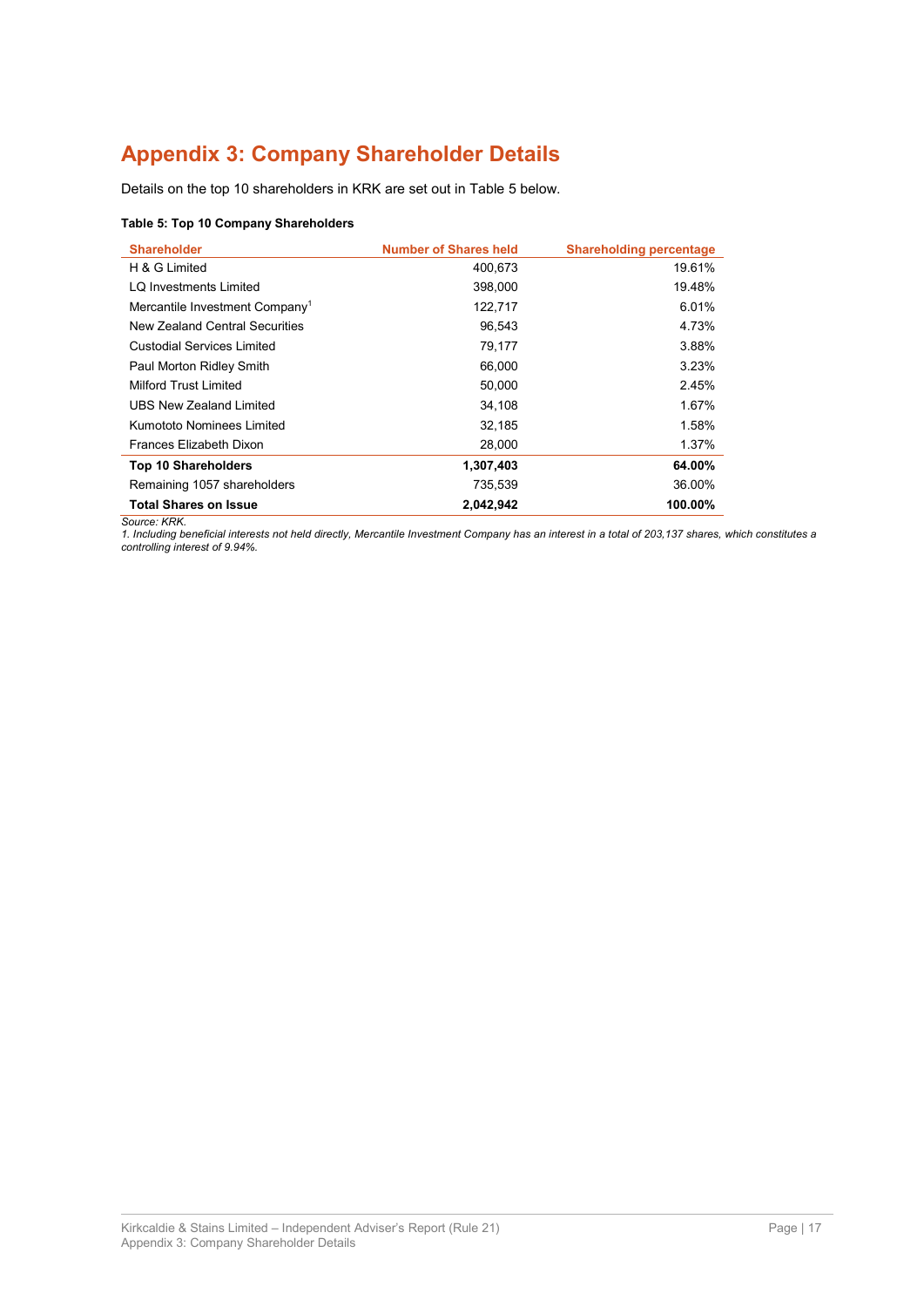# Appendix 3: Company Shareholder Details

Details on the top 10 shareholders in KRK are set out in Table 5 below.

**Table 5: Top 10 Company Shareholders**

| Shareholder | Number of Shares held | Shareholding percentage |
|---|---:|---:|
| H & G Limited | 400,673 | 19.61% |
| LQ Investments Limited | 398,000 | 19.48% |
| Mercantile Investment Company[1] | 122,717 | 6.01% |
| New Zealand Central Securities | 96,543 | 4.73% |
| Custodial Services Limited | 79,177 | 3.88% |
| Paul Morton Ridley Smith | 66,000 | 3.23% |
| Milford Trust Limited | 50,000 | 2.45% |
| UBS New Zealand Limited | 34,108 | 1.67% |
| Kumototo Nominees Limited | 32,185 | 1.58% |
| Frances Elizabeth Dixon | 28,000 | 1.37% |
| **Top 10 Shareholders** | **1,307,403** | **64.00%** |
| Remaining 1057 shareholders | 735,539 | 36.00% |
| **Total Shares on Issue** | **2,042,942** | **100.00%** |

*Source: KRK.*

*1. Including beneficial interests not held directly, Mercantile Investment Company has an interest in a total of 203,137 shares, which constitutes a controlling interest of 9.94%.*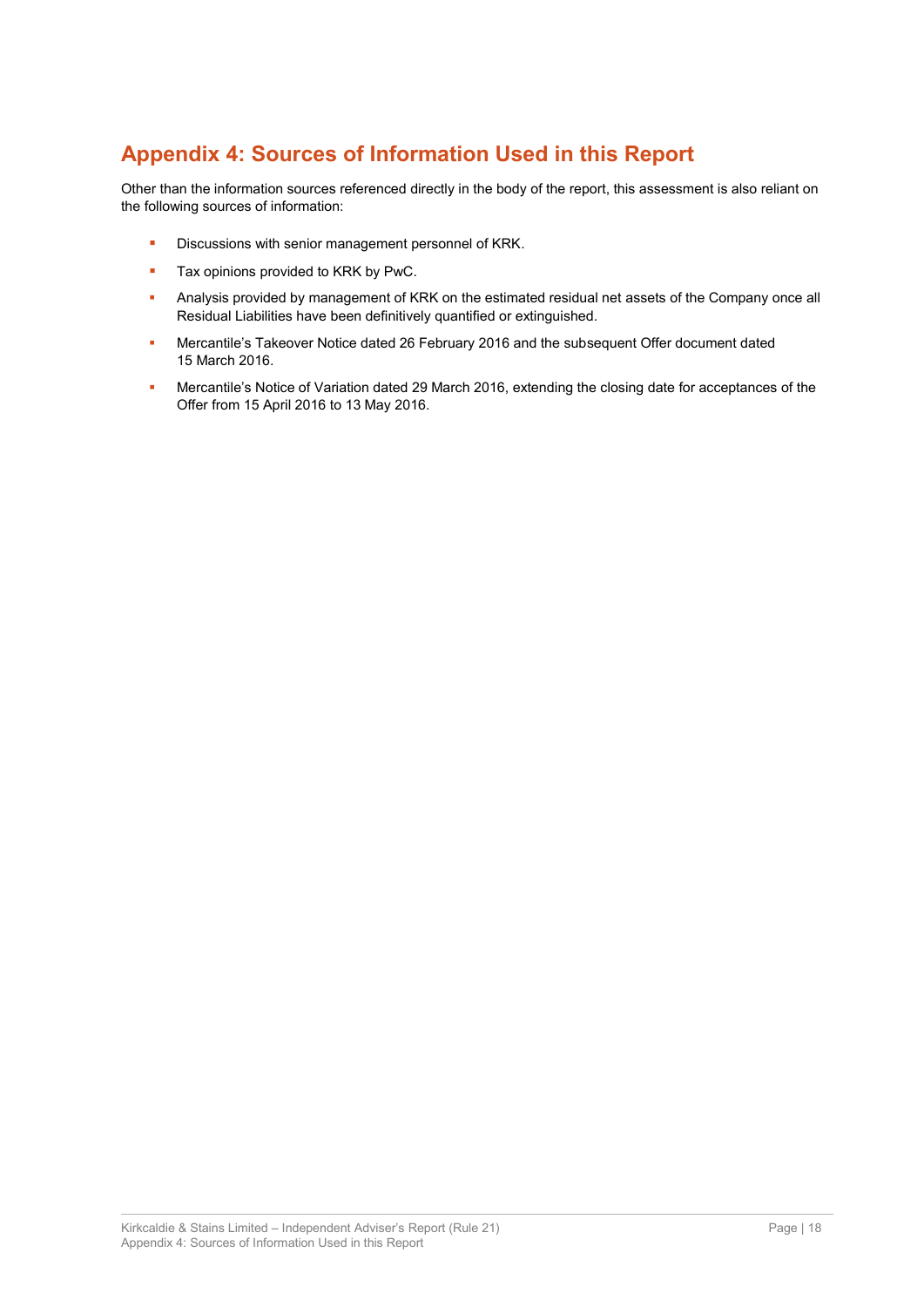# Appendix 4: Sources of Information Used in this Report

Other than the information sources referenced directly in the body of the report, this assessment is also reliant on the following sources of information:

- Discussions with senior management personnel of KRK.
- Tax opinions provided to KRK by PwC.
- Analysis provided by management of KRK on the estimated residual net assets of the Company once all Residual Liabilities have been definitively quantified or extinguished.
- Mercantile's Takeover Notice dated 26 February 2016 and the subsequent Offer document dated 15 March 2016.
- Mercantile's Notice of Variation dated 29 March 2016, extending the closing date for acceptances of the Offer from 15 April 2016 to 13 May 2016.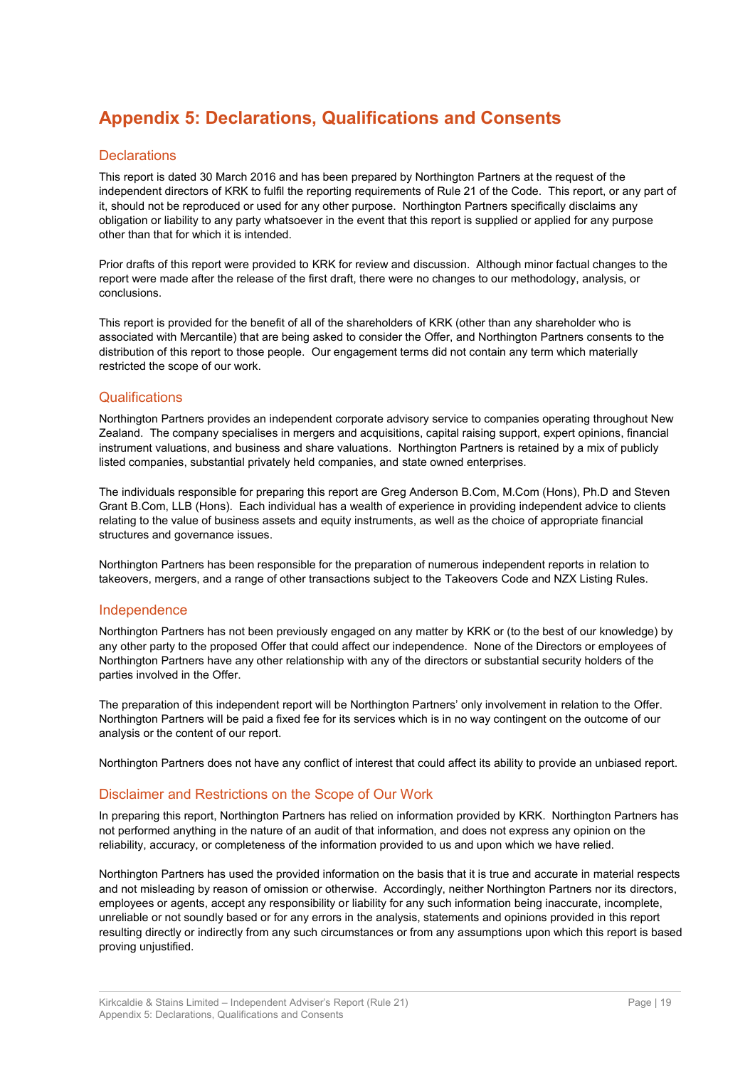# Appendix 5: Declarations, Qualifications and Consents

## Declarations

This report is dated 30 March 2016 and has been prepared by Northington Partners at the request of the independent directors of KRK to fulfil the reporting requirements of Rule 21 of the Code. This report, or any part of it, should not be reproduced or used for any other purpose. Northington Partners specifically disclaims any obligation or liability to any party whatsoever in the event that this report is supplied or applied for any purpose other than that for which it is intended.

Prior drafts of this report were provided to KRK for review and discussion. Although minor factual changes to the report were made after the release of the first draft, there were no changes to our methodology, analysis, or conclusions.

This report is provided for the benefit of all of the shareholders of KRK (other than any shareholder who is associated with Mercantile) that are being asked to consider the Offer, and Northington Partners consents to the distribution of this report to those people. Our engagement terms did not contain any term which materially restricted the scope of our work.

## Qualifications

Northington Partners provides an independent corporate advisory service to companies operating throughout New Zealand. The company specialises in mergers and acquisitions, capital raising support, expert opinions, financial instrument valuations, and business and share valuations. Northington Partners is retained by a mix of publicly listed companies, substantial privately held companies, and state owned enterprises.

The individuals responsible for preparing this report are Greg Anderson B.Com, M.Com (Hons), Ph.D and Steven Grant B.Com, LLB (Hons). Each individual has a wealth of experience in providing independent advice to clients relating to the value of business assets and equity instruments, as well as the choice of appropriate financial structures and governance issues.

Northington Partners has been responsible for the preparation of numerous independent reports in relation to takeovers, mergers, and a range of other transactions subject to the Takeovers Code and NZX Listing Rules.

## Independence

Northington Partners has not been previously engaged on any matter by KRK or (to the best of our knowledge) by any other party to the proposed Offer that could affect our independence. None of the Directors or employees of Northington Partners have any other relationship with any of the directors or substantial security holders of the parties involved in the Offer.

The preparation of this independent report will be Northington Partners' only involvement in relation to the Offer. Northington Partners will be paid a fixed fee for its services which is in no way contingent on the outcome of our analysis or the content of our report.

Northington Partners does not have any conflict of interest that could affect its ability to provide an unbiased report.

## Disclaimer and Restrictions on the Scope of Our Work

In preparing this report, Northington Partners has relied on information provided by KRK. Northington Partners has not performed anything in the nature of an audit of that information, and does not express any opinion on the reliability, accuracy, or completeness of the information provided to us and upon which we have relied.

Northington Partners has used the provided information on the basis that it is true and accurate in material respects and not misleading by reason of omission or otherwise. Accordingly, neither Northington Partners nor its directors, employees or agents, accept any responsibility or liability for any such information being inaccurate, incomplete, unreliable or not soundly based or for any errors in the analysis, statements and opinions provided in this report resulting directly or indirectly from any such circumstances or from any assumptions upon which this report is based proving unjustified.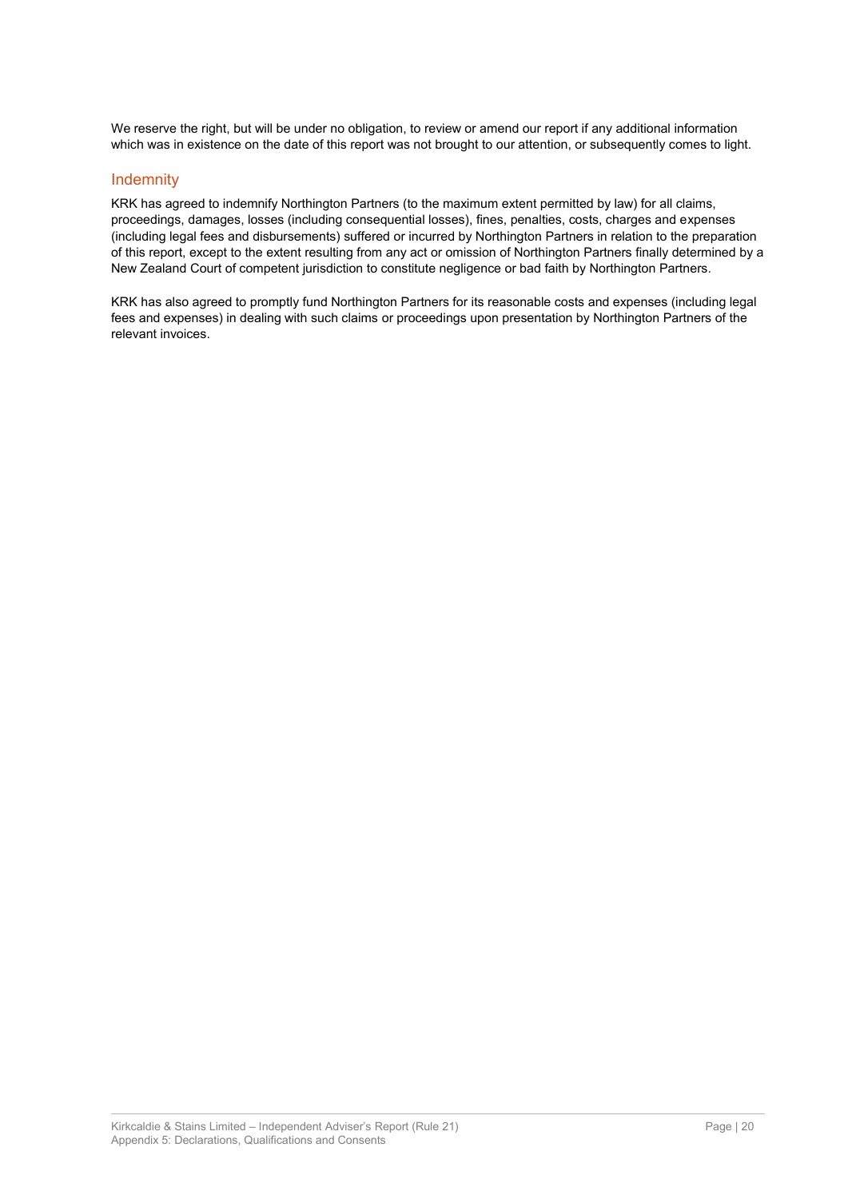We reserve the right, but will be under no obligation, to review or amend our report if any additional information which was in existence on the date of this report was not brought to our attention, or subsequently comes to light.

## Indemnity

KRK has agreed to indemnify Northington Partners (to the maximum extent permitted by law) for all claims, proceedings, damages, losses (including consequential losses), fines, penalties, costs, charges and expenses (including legal fees and disbursements) suffered or incurred by Northington Partners in relation to the preparation of this report, except to the extent resulting from any act or omission of Northington Partners finally determined by a New Zealand Court of competent jurisdiction to constitute negligence or bad faith by Northington Partners.

KRK has also agreed to promptly fund Northington Partners for its reasonable costs and expenses (including legal fees and expenses) in dealing with such claims or proceedings upon presentation by Northington Partners of the relevant invoices.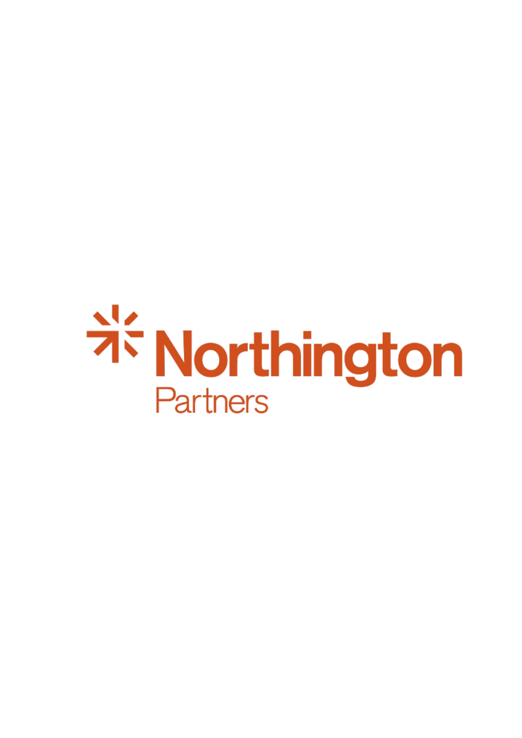Northington

Partners